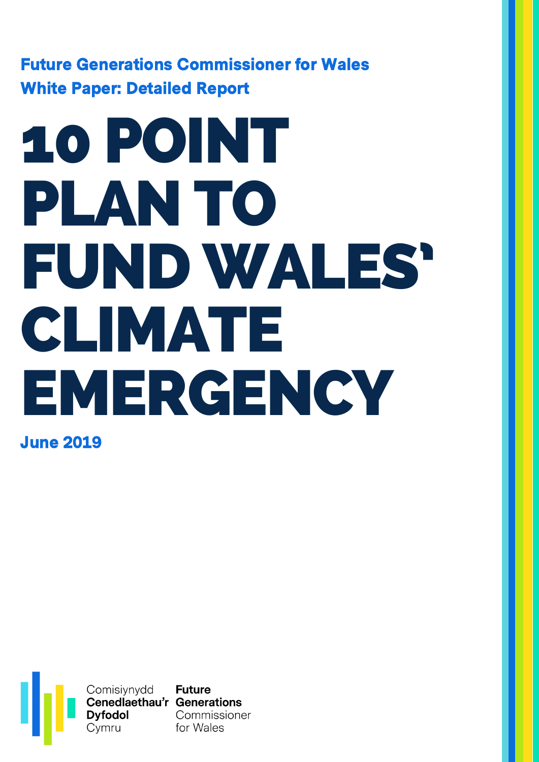**Future Generations Commissioner for Wales**
**White Paper: Detailed Report**

# 10 POINT PLAN TO FUND WALES' CLIMATE EMERGENCY

**June 2019**

Comisiynydd **Cenedlaethau'r** **Dyfodol** Cymru

**Future Generations** Commissioner for Wales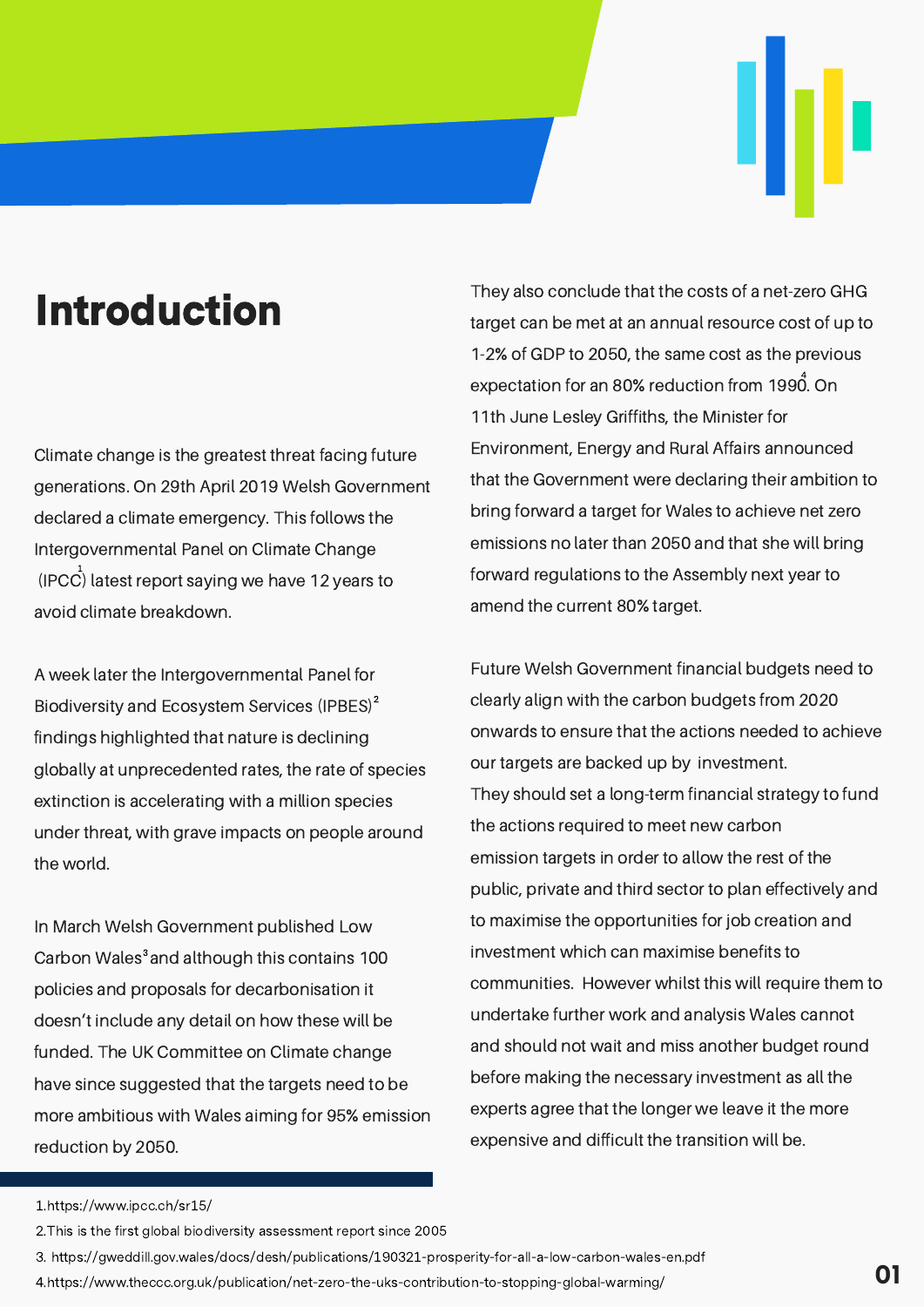# Introduction

Climate change is the greatest threat facing future generations. On 29th April 2019 Welsh Government declared a climate emergency. This follows the Intergovernmental Panel on Climate Change (IPCC[1]) latest report saying we have 12 years to avoid climate breakdown.

A week later the Intergovernmental Panel for Biodiversity and Ecosystem Services (IPBES)[2] findings highlighted that nature is declining globally at unprecedented rates, the rate of species extinction is accelerating with a million species under threat, with grave impacts on people around the world.

In March Welsh Government published Low Carbon Wales[3] and although this contains 100 policies and proposals for decarbonisation it doesn't include any detail on how these will be funded. The UK Committee on Climate change have since suggested that the targets need to be more ambitious with Wales aiming for 95% emission reduction by 2050.

They also conclude that the costs of a net-zero GHG target can be met at an annual resource cost of up to 1-2% of GDP to 2050, the same cost as the previous expectation for an 80% reduction from 1990[4]. On 11th June Lesley Griffiths, the Minister for Environment, Energy and Rural Affairs announced that the Government were declaring their ambition to bring forward a target for Wales to achieve net zero emissions no later than 2050 and that she will bring forward regulations to the Assembly next year to amend the current 80% target.

Future Welsh Government financial budgets need to clearly align with the carbon budgets from 2020 onwards to ensure that the actions needed to achieve our targets are backed up by investment. They should set a long-term financial strategy to fund the actions required to meet new carbon emission targets in order to allow the rest of the public, private and third sector to plan effectively and to maximise the opportunities for job creation and investment which can maximise benefits to communities. However whilst this will require them to undertake further work and analysis Wales cannot and should not wait and miss another budget round before making the necessary investment as all the experts agree that the longer we leave it the more expensive and difficult the transition will be.

---

1. https://www.ipcc.ch/sr15/
2. This is the first global biodiversity assessment report since 2005
3. https://gweddill.gov.wales/docs/desh/publications/190321-prosperity-for-all-a-low-carbon-wales-en.pdf
4. https://www.theccc.org.uk/publication/net-zero-the-uks-contribution-to-stopping-global-warming/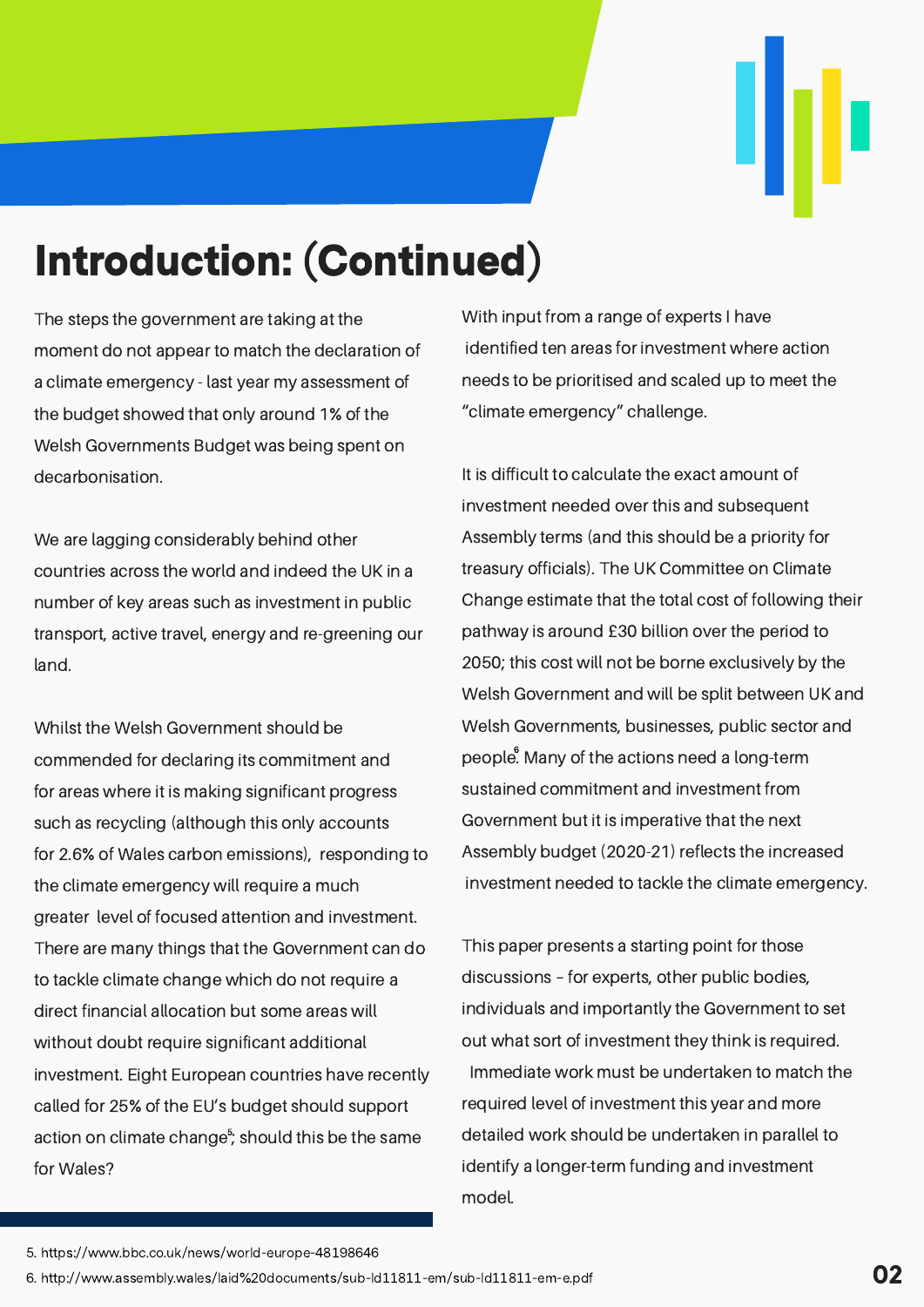# Introduction: (Continued)

The steps the government are taking at the moment do not appear to match the declaration of a climate emergency - last year my assessment of the budget showed that only around 1% of the Welsh Governments Budget was being spent on decarbonisation.

We are lagging considerably behind other countries across the world and indeed the UK in a number of key areas such as investment in public transport, active travel, energy and re-greening our land.

Whilst the Welsh Government should be commended for declaring its commitment and for areas where it is making significant progress such as recycling (although this only accounts for 2.6% of Wales carbon emissions), responding to the climate emergency will require a much greater level of focused attention and investment. There are many things that the Government can do to tackle climate change which do not require a direct financial allocation but some areas will without doubt require significant additional investment. Eight European countries have recently called for 25% of the EU's budget should support action on climate change[5]; should this be the same for Wales?

With input from a range of experts I have identified ten areas for investment where action needs to be prioritised and scaled up to meet the "climate emergency" challenge.

It is difficult to calculate the exact amount of investment needed over this and subsequent Assembly terms (and this should be a priority for treasury officials). The UK Committee on Climate Change estimate that the total cost of following their pathway is around £30 billion over the period to 2050; this cost will not be borne exclusively by the Welsh Government and will be split between UK and Welsh Governments, businesses, public sector and people[6]. Many of the actions need a long-term sustained commitment and investment from Government but it is imperative that the next Assembly budget (2020-21) reflects the increased investment needed to tackle the climate emergency.

This paper presents a starting point for those discussions – for experts, other public bodies, individuals and importantly the Government to set out what sort of investment they think is required. Immediate work must be undertaken to match the required level of investment this year and more detailed work should be undertaken in parallel to identify a longer-term funding and investment model.

5. https://www.bbc.co.uk/news/world-europe-48198646
6. http://www.assembly.wales/laid%20documents/sub-ld11811-em/sub-ld11811-em-e.pdf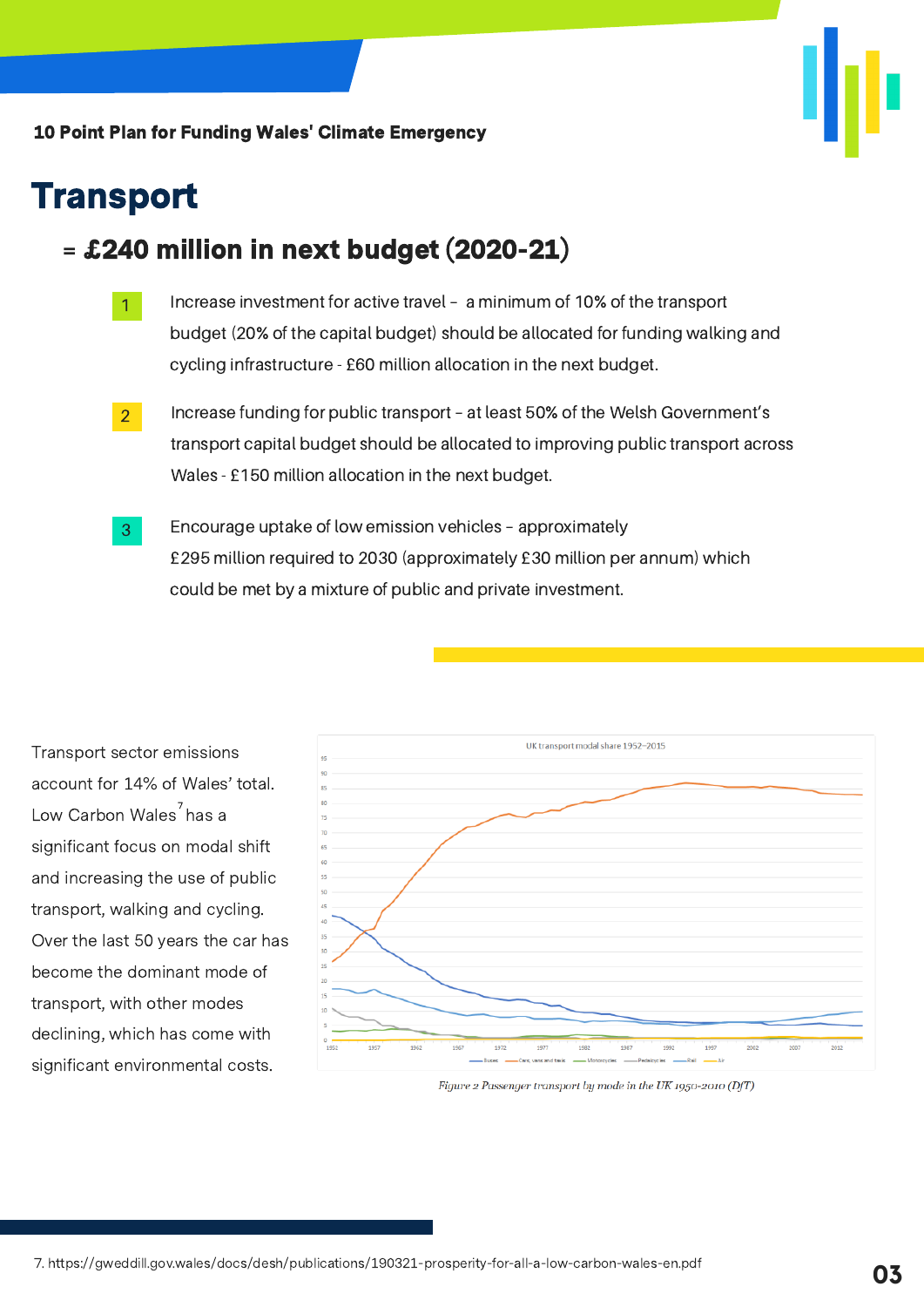10 Point Plan for Funding Wales' Climate Emergency

# Transport

## = £240 million in next budget (2020-21)

1. Increase investment for active travel – a minimum of 10% of the transport budget (20% of the capital budget) should be allocated for funding walking and cycling infrastructure - £60 million allocation in the next budget.

2. Increase funding for public transport – at least 50% of the Welsh Government's transport capital budget should be allocated to improving public transport across Wales - £150 million allocation in the next budget.

3. Encourage uptake of low emission vehicles – approximately £295 million required to 2030 (approximately £30 million per annum) which could be met by a mixture of public and private investment.

Transport sector emissions account for 14% of Wales' total. Low Carbon Wales[7] has a significant focus on modal shift and increasing the use of public transport, walking and cycling. Over the last 50 years the car has become the dominant mode of transport, with other modes declining, which has come with significant environmental costs.

*Figure 2 Passenger transport by mode in the UK 1950-2010 (DfT)*

7. https://gweddill.gov.wales/docs/desh/publications/190321-prosperity-for-all-a-low-carbon-wales-en.pdf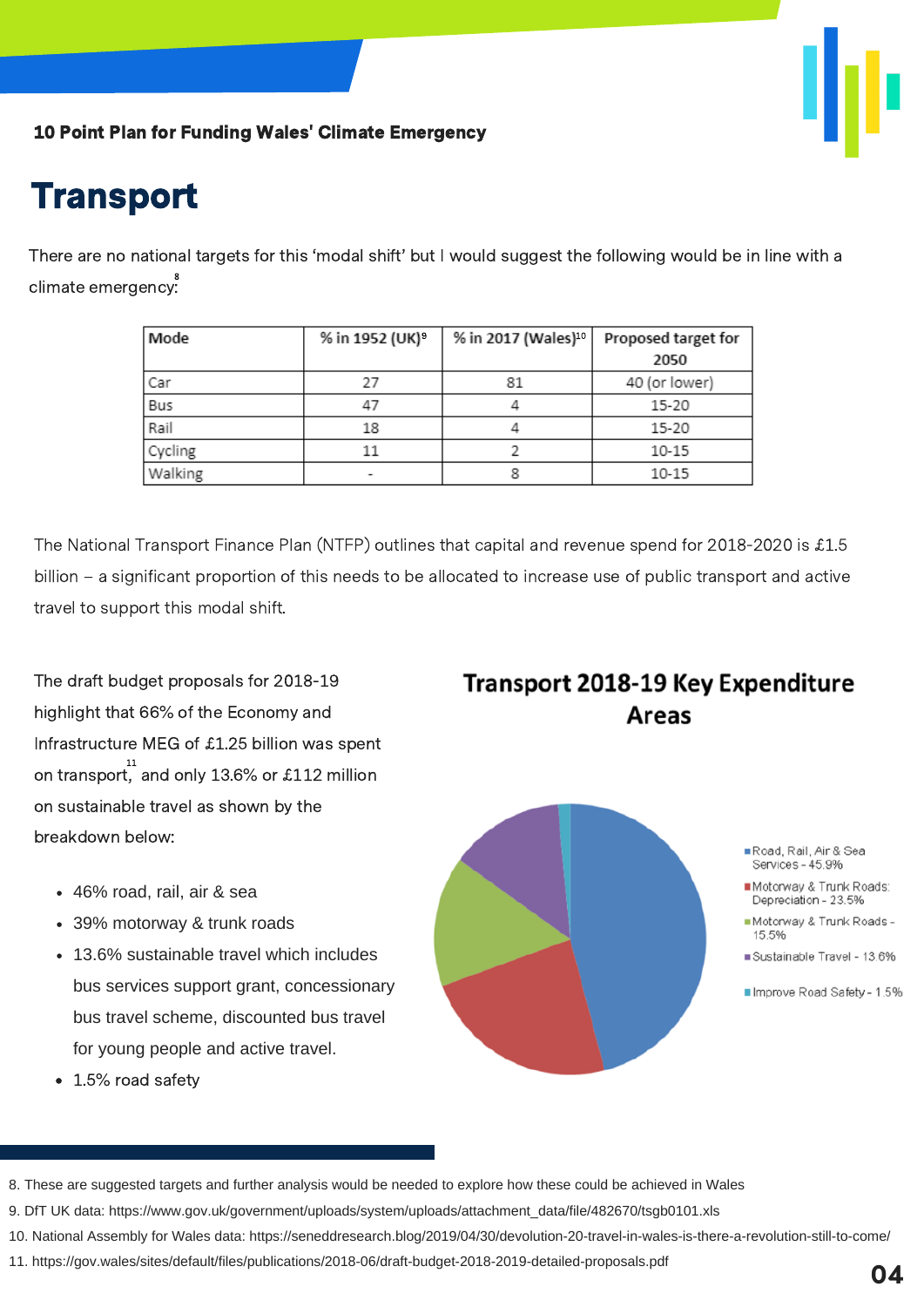# Transport

There are no national targets for this 'modal shift' but I would suggest the following would be in line with a climate emergency:[8]

| Mode | % in 1952 (UK)[9] | % in 2017 (Wales)[10] | Proposed target for 2050 |
|---|---|---|---|
| Car | 27 | 81 | 40 (or lower) |
| Bus | 47 | 4 | 15-20 |
| Rail | 18 | 4 | 15-20 |
| Cycling | 11 | 2 | 10-15 |
| Walking | - | 8 | 10-15 |

The National Transport Finance Plan (NTFP) outlines that capital and revenue spend for 2018-2020 is £1.5 billion – a significant proportion of this needs to be allocated to increase use of public transport and active travel to support this modal shift.

The draft budget proposals for 2018-19 highlight that 66% of the Economy and Infrastructure MEG of £1.25 billion was spent on transport,[11] and only 13.6% or £112 million on sustainable travel as shown by the breakdown below:

- 46% road, rail, air & sea
- 39% motorway & trunk roads
- 13.6% sustainable travel which includes bus services support grant, concessionary bus travel scheme, discounted bus travel for young people and active travel.
- 1.5% road safety

**Transport 2018-19 Key Expenditure Areas**

- Road, Rail, Air & Sea Services - 45.9%
- Motorway & Trunk Roads: Depreciation - 23.5%
- Motorway & Trunk Roads - 15.5%
- Sustainable Travel - 13.6%
- Improve Road Safety - 1.5%

8. These are suggested targets and further analysis would be needed to explore how these could be achieved in Wales
9. DfT UK data: https://www.gov.uk/government/uploads/system/uploads/attachment_data/file/482670/tsgb0101.xls
10. National Assembly for Wales data: https://seneddresearch.blog/2019/04/30/devolution-20-travel-in-wales-is-there-a-revolution-still-to-come/
11. https://gov.wales/sites/default/files/publications/2018-06/draft-budget-2018-2019-detailed-proposals.pdf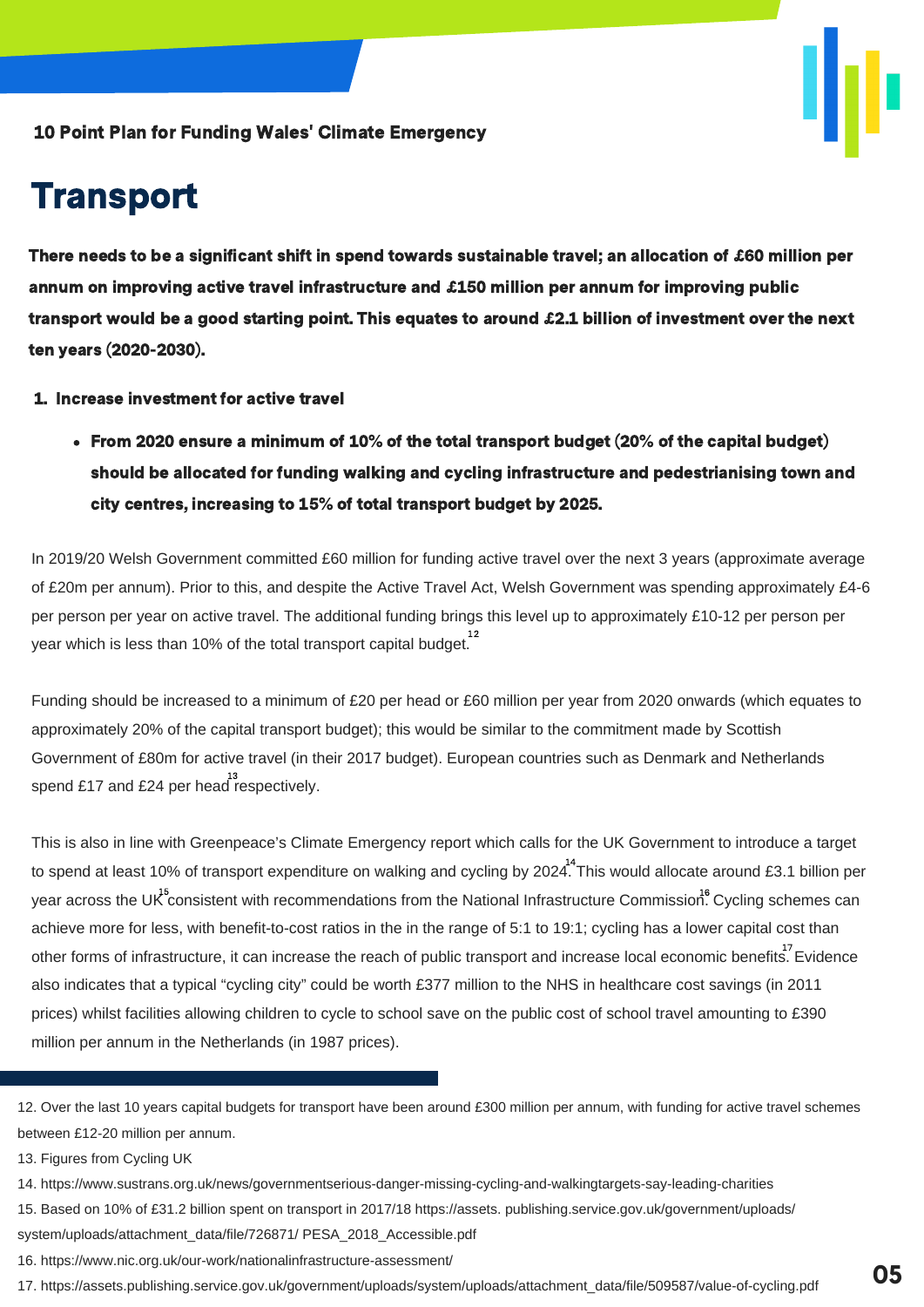# Transport

**There needs to be a significant shift in spend towards sustainable travel; an allocation of £60 million per annum on improving active travel infrastructure and £150 million per annum for improving public transport would be a good starting point. This equates to around £2.1 billion of investment over the next ten years (2020-2030).**

**1. Increase investment for active travel**

- **From 2020 ensure a minimum of 10% of the total transport budget (20% of the capital budget) should be allocated for funding walking and cycling infrastructure and pedestrianising town and city centres, increasing to 15% of total transport budget by 2025.**

In 2019/20 Welsh Government committed £60 million for funding active travel over the next 3 years (approximate average of £20m per annum). Prior to this, and despite the Active Travel Act, Welsh Government was spending approximately £4-6 per person per year on active travel. The additional funding brings this level up to approximately £10-12 per person per year which is less than 10% of the total transport capital budget.[12]

Funding should be increased to a minimum of £20 per head or £60 million per year from 2020 onwards (which equates to approximately 20% of the capital transport budget); this would be similar to the commitment made by Scottish Government of £80m for active travel (in their 2017 budget). European countries such as Denmark and Netherlands spend £17 and £24 per head[13] respectively.

This is also in line with Greenpeace's Climate Emergency report which calls for the UK Government to introduce a target to spend at least 10% of transport expenditure on walking and cycling by 2024.[14] This would allocate around £3.1 billion per year across the UK[15] consistent with recommendations from the National Infrastructure Commission.[16] Cycling schemes can achieve more for less, with benefit-to-cost ratios in the in the range of 5:1 to 19:1; cycling has a lower capital cost than other forms of infrastructure, it can increase the reach of public transport and increase local economic benefits.[17] Evidence also indicates that a typical "cycling city" could be worth £377 million to the NHS in healthcare cost savings (in 2011 prices) whilst facilities allowing children to cycle to school save on the public cost of school travel amounting to £390 million per annum in the Netherlands (in 1987 prices).

---

12. Over the last 10 years capital budgets for transport have been around £300 million per annum, with funding for active travel schemes between £12-20 million per annum.
13. Figures from Cycling UK
14. https://www.sustrans.org.uk/news/governmentserious-danger-missing-cycling-and-walkingtargets-say-leading-charities
15. Based on 10% of £31.2 billion spent on transport in 2017/18 https://assets. publishing.service.gov.uk/government/uploads/ system/uploads/attachment_data/file/726871/ PESA_2018_Accessible.pdf
16. https://www.nic.org.uk/our-work/nationalinfrastructure-assessment/
17. https://assets.publishing.service.gov.uk/government/uploads/system/uploads/attachment_data/file/509587/value-of-cycling.pdf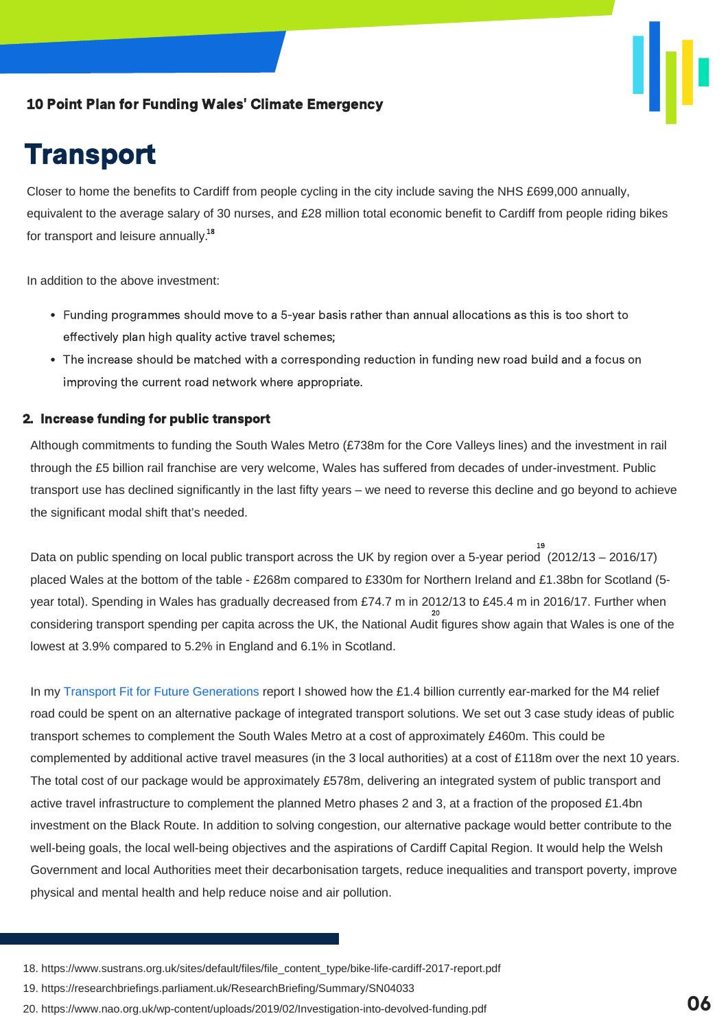# Transport

Closer to home the benefits to Cardiff from people cycling in the city include saving the NHS £699,000 annually, equivalent to the average salary of 30 nurses, and £28 million total economic benefit to Cardiff from people riding bikes for transport and leisure annually.[18]

In addition to the above investment:

- Funding programmes should move to a 5-year basis rather than annual allocations as this is too short to effectively plan high quality active travel schemes;
- The increase should be matched with a corresponding reduction in funding new road build and a focus on improving the current road network where appropriate.

## 2. Increase funding for public transport

Although commitments to funding the South Wales Metro (£738m for the Core Valleys lines) and the investment in rail through the £5 billion rail franchise are very welcome, Wales has suffered from decades of under-investment. Public transport use has declined significantly in the last fifty years – we need to reverse this decline and go beyond to achieve the significant modal shift that's needed.

Data on public spending on local public transport across the UK by region over a 5-year period[19] (2012/13 – 2016/17) placed Wales at the bottom of the table - £268m compared to £330m for Northern Ireland and £1.38bn for Scotland (5-year total). Spending in Wales has gradually decreased from £74.7 m in 2012/13 to £45.4 m in 2016/17. Further when considering transport spending per capita across the UK, the National Audit[20] figures show again that Wales is one of the lowest at 3.9% compared to 5.2% in England and 6.1% in Scotland.

In my Transport Fit for Future Generations report I showed how the £1.4 billion currently ear-marked for the M4 relief road could be spent on an alternative package of integrated transport solutions. We set out 3 case study ideas of public transport schemes to complement the South Wales Metro at a cost of approximately £460m. This could be complemented by additional active travel measures (in the 3 local authorities) at a cost of £118m over the next 10 years. The total cost of our package would be approximately £578m, delivering an integrated system of public transport and active travel infrastructure to complement the planned Metro phases 2 and 3, at a fraction of the proposed £1.4bn investment on the Black Route. In addition to solving congestion, our alternative package would better contribute to the well-being goals, the local well-being objectives and the aspirations of Cardiff Capital Region. It would help the Welsh Government and local Authorities meet their decarbonisation targets, reduce inequalities and transport poverty, improve physical and mental health and help reduce noise and air pollution.

18. https://www.sustrans.org.uk/sites/default/files/file_content_type/bike-life-cardiff-2017-report.pdf
19. https://researchbriefings.parliament.uk/ResearchBriefing/Summary/SN04033
20. https://www.nao.org.uk/wp-content/uploads/2019/02/Investigation-into-devolved-funding.pdf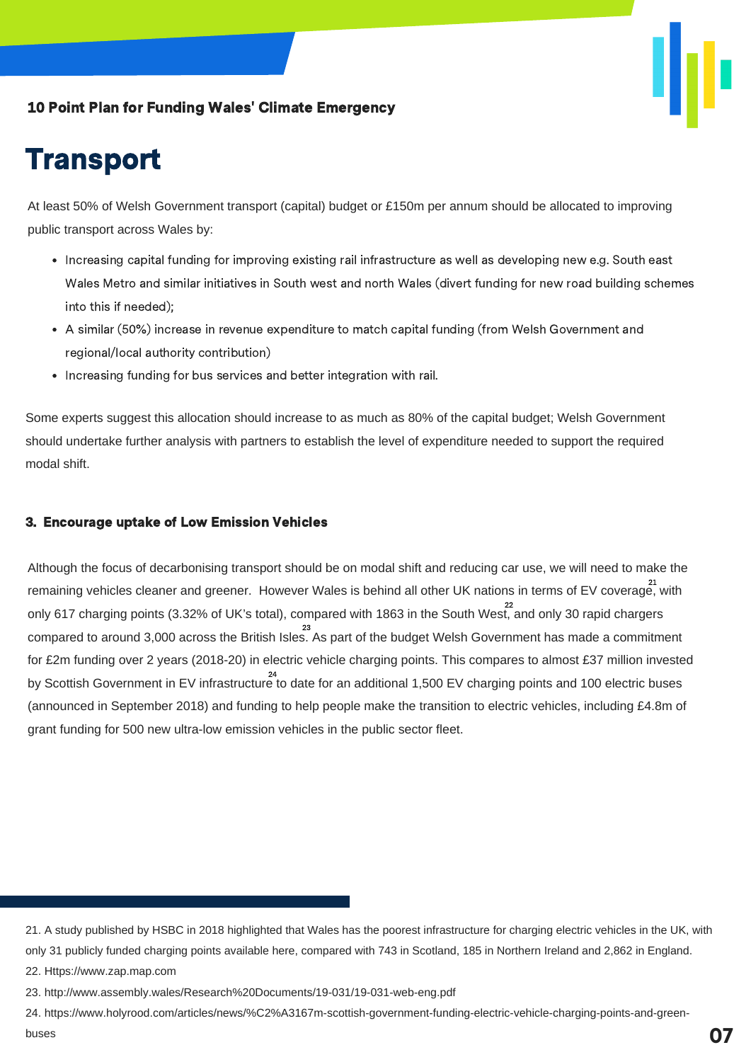# Transport

At least 50% of Welsh Government transport (capital) budget or £150m per annum should be allocated to improving public transport across Wales by:

- Increasing capital funding for improving existing rail infrastructure as well as developing new e.g. South east Wales Metro and similar initiatives in South west and north Wales (divert funding for new road building schemes into this if needed);
- A similar (50%) increase in revenue expenditure to match capital funding (from Welsh Government and regional/local authority contribution)
- Increasing funding for bus services and better integration with rail.

Some experts suggest this allocation should increase to as much as 80% of the capital budget; Welsh Government should undertake further analysis with partners to establish the level of expenditure needed to support the required modal shift.

### 3. Encourage uptake of Low Emission Vehicles

Although the focus of decarbonising transport should be on modal shift and reducing car use, we will need to make the remaining vehicles cleaner and greener. However Wales is behind all other UK nations in terms of EV coverage[21], with only 617 charging points (3.32% of UK's total), compared with 1863 in the South West[22], and only 30 rapid chargers compared to around 3,000 across the British Isles.[23] As part of the budget Welsh Government has made a commitment for £2m funding over 2 years (2018-20) in electric vehicle charging points. This compares to almost £37 million invested by Scottish Government in EV infrastructure[24] to date for an additional 1,500 EV charging points and 100 electric buses (announced in September 2018) and funding to help people make the transition to electric vehicles, including £4.8m of grant funding for 500 new ultra-low emission vehicles in the public sector fleet.

---

21. A study published by HSBC in 2018 highlighted that Wales has the poorest infrastructure for charging electric vehicles in the UK, with only 31 publicly funded charging points available here, compared with 743 in Scotland, 185 in Northern Ireland and 2,862 in England.
22. Https://www.zap.map.com
23. http://www.assembly.wales/Research%20Documents/19-031/19-031-web-eng.pdf
24. https://www.holyrood.com/articles/news/%C2%A3167m-scottish-government-funding-electric-vehicle-charging-points-and-green-buses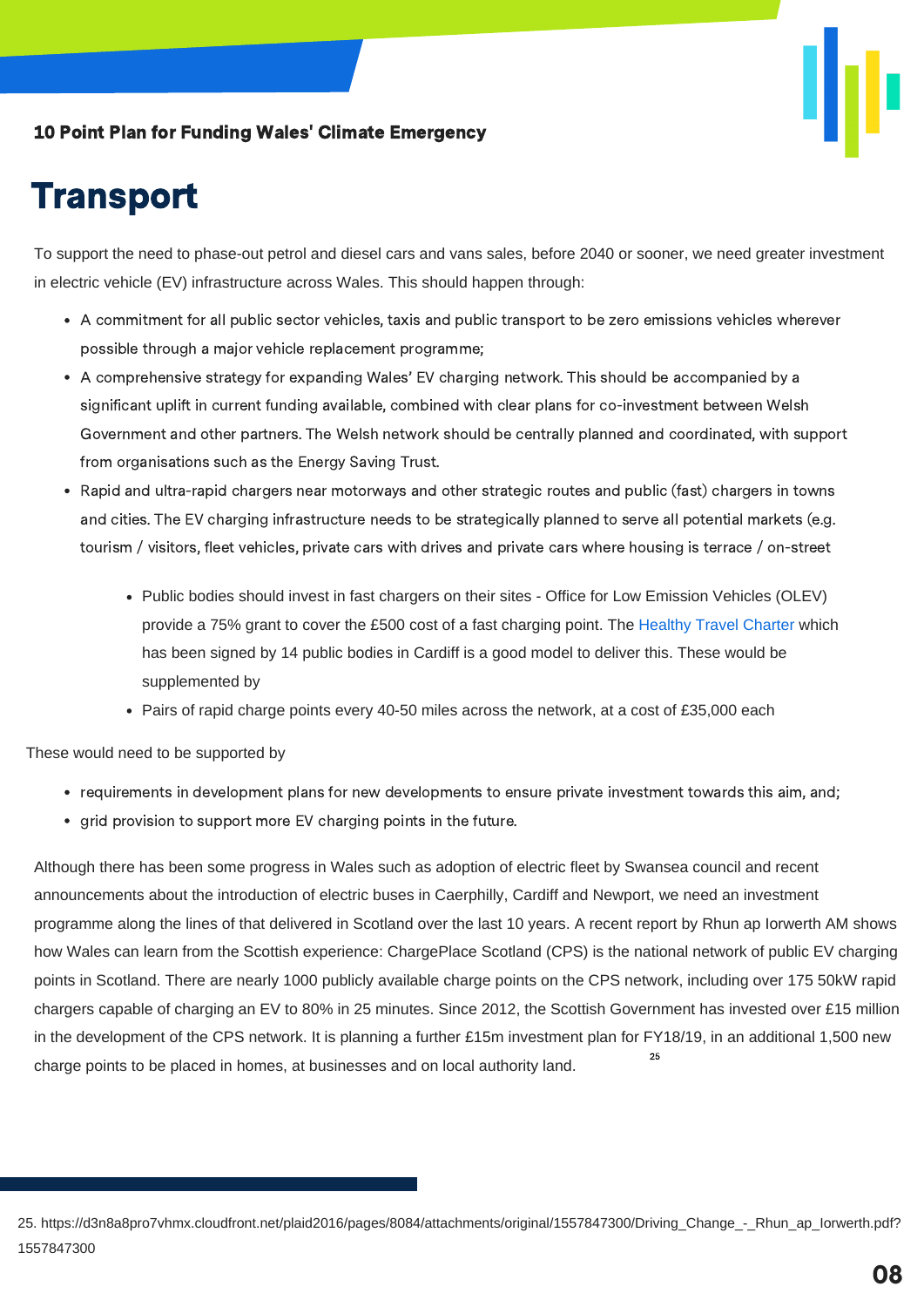# Transport

To support the need to phase-out petrol and diesel cars and vans sales, before 2040 or sooner, we need greater investment in electric vehicle (EV) infrastructure across Wales. This should happen through:

- A commitment for all public sector vehicles, taxis and public transport to be zero emissions vehicles wherever possible through a major vehicle replacement programme;
- A comprehensive strategy for expanding Wales' EV charging network. This should be accompanied by a significant uplift in current funding available, combined with clear plans for co-investment between Welsh Government and other partners. The Welsh network should be centrally planned and coordinated, with support from organisations such as the Energy Saving Trust.
- Rapid and ultra-rapid chargers near motorways and other strategic routes and public (fast) chargers in towns and cities. The EV charging infrastructure needs to be strategically planned to serve all potential markets (e.g. tourism / visitors, fleet vehicles, private cars with drives and private cars where housing is terrace / on-street
    - Public bodies should invest in fast chargers on their sites - Office for Low Emission Vehicles (OLEV) provide a 75% grant to cover the £500 cost of a fast charging point. The Healthy Travel Charter which has been signed by 14 public bodies in Cardiff is a good model to deliver this. These would be supplemented by
    - Pairs of rapid charge points every 40-50 miles across the network, at a cost of £35,000 each

These would need to be supported by

- requirements in development plans for new developments to ensure private investment towards this aim, and;
- grid provision to support more EV charging points in the future.

Although there has been some progress in Wales such as adoption of electric fleet by Swansea council and recent announcements about the introduction of electric buses in Caerphilly, Cardiff and Newport, we need an investment programme along the lines of that delivered in Scotland over the last 10 years. A recent report by Rhun ap Iorwerth AM shows how Wales can learn from the Scottish experience: ChargePlace Scotland (CPS) is the national network of public EV charging points in Scotland. There are nearly 1000 publicly available charge points on the CPS network, including over 175 50kW rapid chargers capable of charging an EV to 80% in 25 minutes. Since 2012, the Scottish Government has invested over £15 million in the development of the CPS network. It is planning a further £15m investment plan for FY18/19, in an additional 1,500 new charge points to be placed in homes, at businesses and on local authority land.[25]

25. https://d3n8a8pro7vhmx.cloudfront.net/plaid2016/pages/8084/attachments/original/1557847300/Driving_Change_-_Rhun_ap_Iorwerth.pdf?1557847300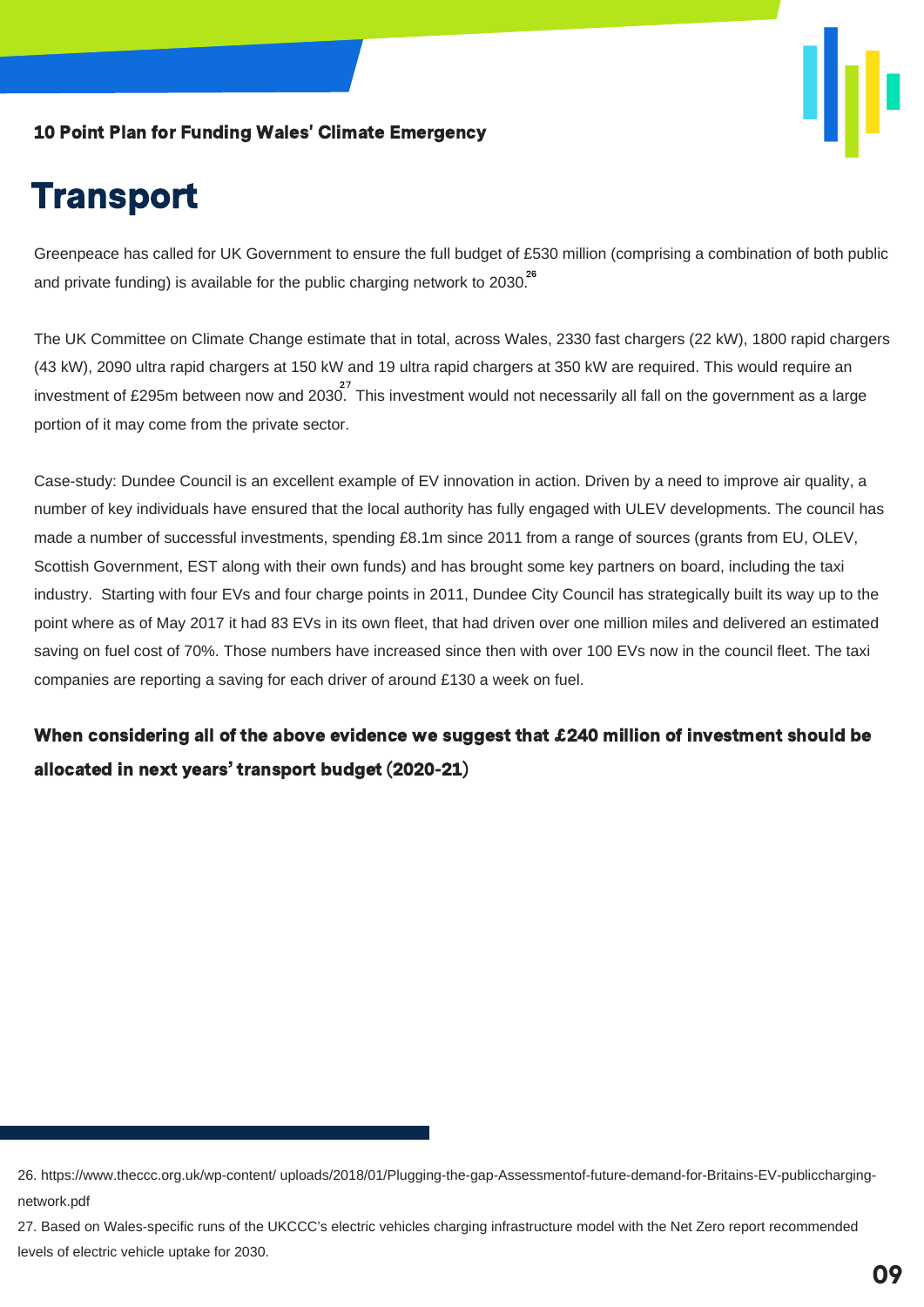# Transport

Greenpeace has called for UK Government to ensure the full budget of £530 million (comprising a combination of both public and private funding) is available for the public charging network to 2030.[26]

The UK Committee on Climate Change estimate that in total, across Wales, 2330 fast chargers (22 kW), 1800 rapid chargers (43 kW), 2090 ultra rapid chargers at 150 kW and 19 ultra rapid chargers at 350 kW are required. This would require an investment of £295m between now and 2030.[27] This investment would not necessarily all fall on the government as a large portion of it may come from the private sector.

Case-study: Dundee Council is an excellent example of EV innovation in action. Driven by a need to improve air quality, a number of key individuals have ensured that the local authority has fully engaged with ULEV developments. The council has made a number of successful investments, spending £8.1m since 2011 from a range of sources (grants from EU, OLEV, Scottish Government, EST along with their own funds) and has brought some key partners on board, including the taxi industry. Starting with four EVs and four charge points in 2011, Dundee City Council has strategically built its way up to the point where as of May 2017 it had 83 EVs in its own fleet, that had driven over one million miles and delivered an estimated saving on fuel cost of 70%. Those numbers have increased since then with over 100 EVs now in the council fleet. The taxi companies are reporting a saving for each driver of around £130 a week on fuel.

**When considering all of the above evidence we suggest that £240 million of investment should be allocated in next years' transport budget (2020-21)**

26. https://www.theccc.org.uk/wp-content/ uploads/2018/01/Plugging-the-gap-Assessmentof-future-demand-for-Britains-EV-publiccharging-network.pdf

27. Based on Wales-specific runs of the UKCCC's electric vehicles charging infrastructure model with the Net Zero report recommended levels of electric vehicle uptake for 2030.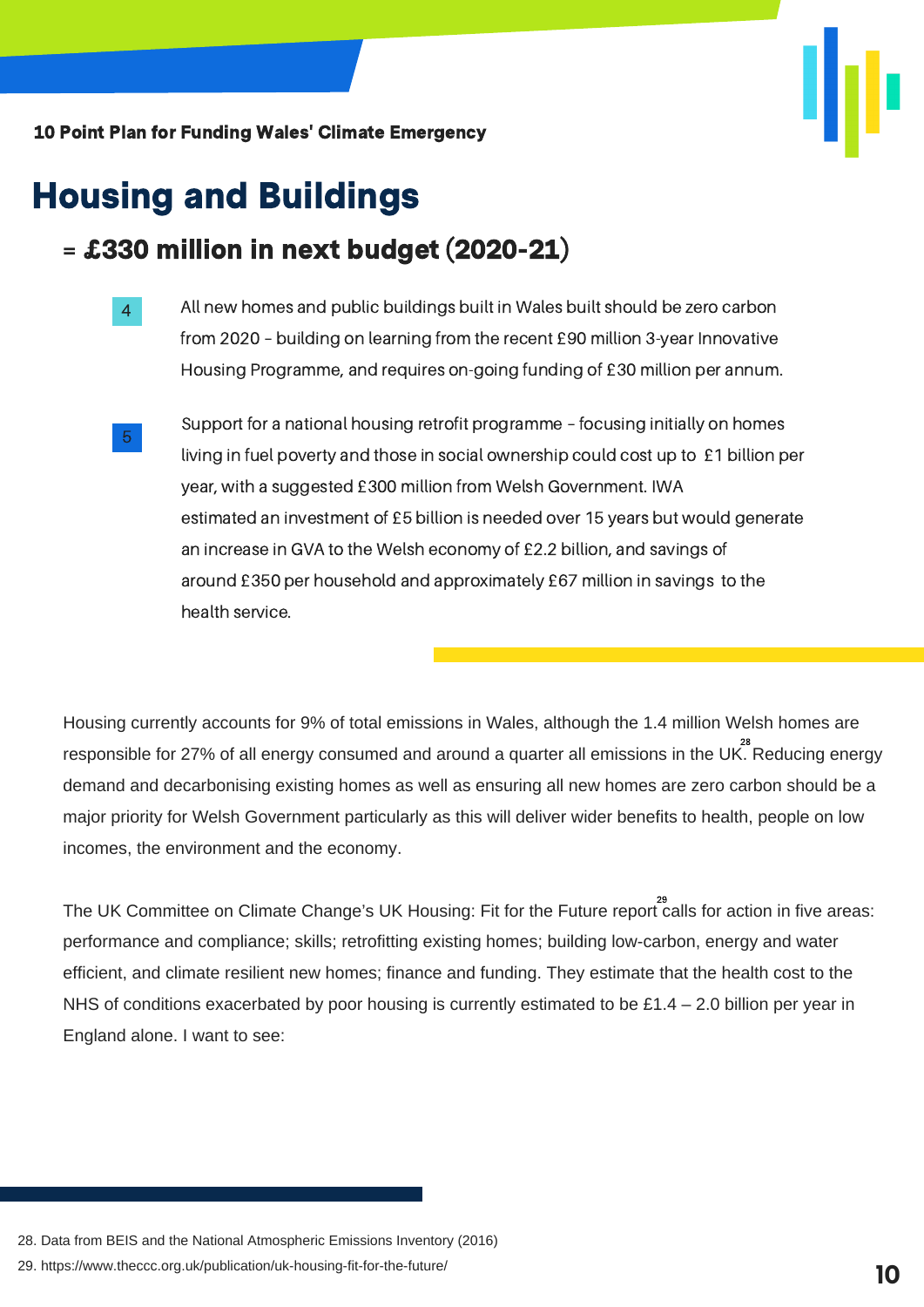# Housing and Buildings

## = £330 million in next budget (2020-21)

4. All new homes and public buildings built in Wales built should be zero carbon from 2020 – building on learning from the recent £90 million 3-year Innovative Housing Programme, and requires on-going funding of £30 million per annum.

5. Support for a national housing retrofit programme – focusing initially on homes living in fuel poverty and those in social ownership could cost up to £1 billion per year, with a suggested £300 million from Welsh Government. IWA estimated an investment of £5 billion is needed over 15 years but would generate an increase in GVA to the Welsh economy of £2.2 billion, and savings of around £350 per household and approximately £67 million in savings to the health service.

Housing currently accounts for 9% of total emissions in Wales, although the 1.4 million Welsh homes are responsible for 27% of all energy consumed and around a quarter all emissions in the UK.[28] Reducing energy demand and decarbonising existing homes as well as ensuring all new homes are zero carbon should be a major priority for Welsh Government particularly as this will deliver wider benefits to health, people on low incomes, the environment and the economy.

The UK Committee on Climate Change's UK Housing: Fit for the Future report[29] calls for action in five areas: performance and compliance; skills; retrofitting existing homes; building low-carbon, energy and water efficient, and climate resilient new homes; finance and funding. They estimate that the health cost to the NHS of conditions exacerbated by poor housing is currently estimated to be £1.4 – 2.0 billion per year in England alone. I want to see:

28. Data from BEIS and the National Atmospheric Emissions Inventory (2016)

29. https://www.theccc.org.uk/publication/uk-housing-fit-for-the-future/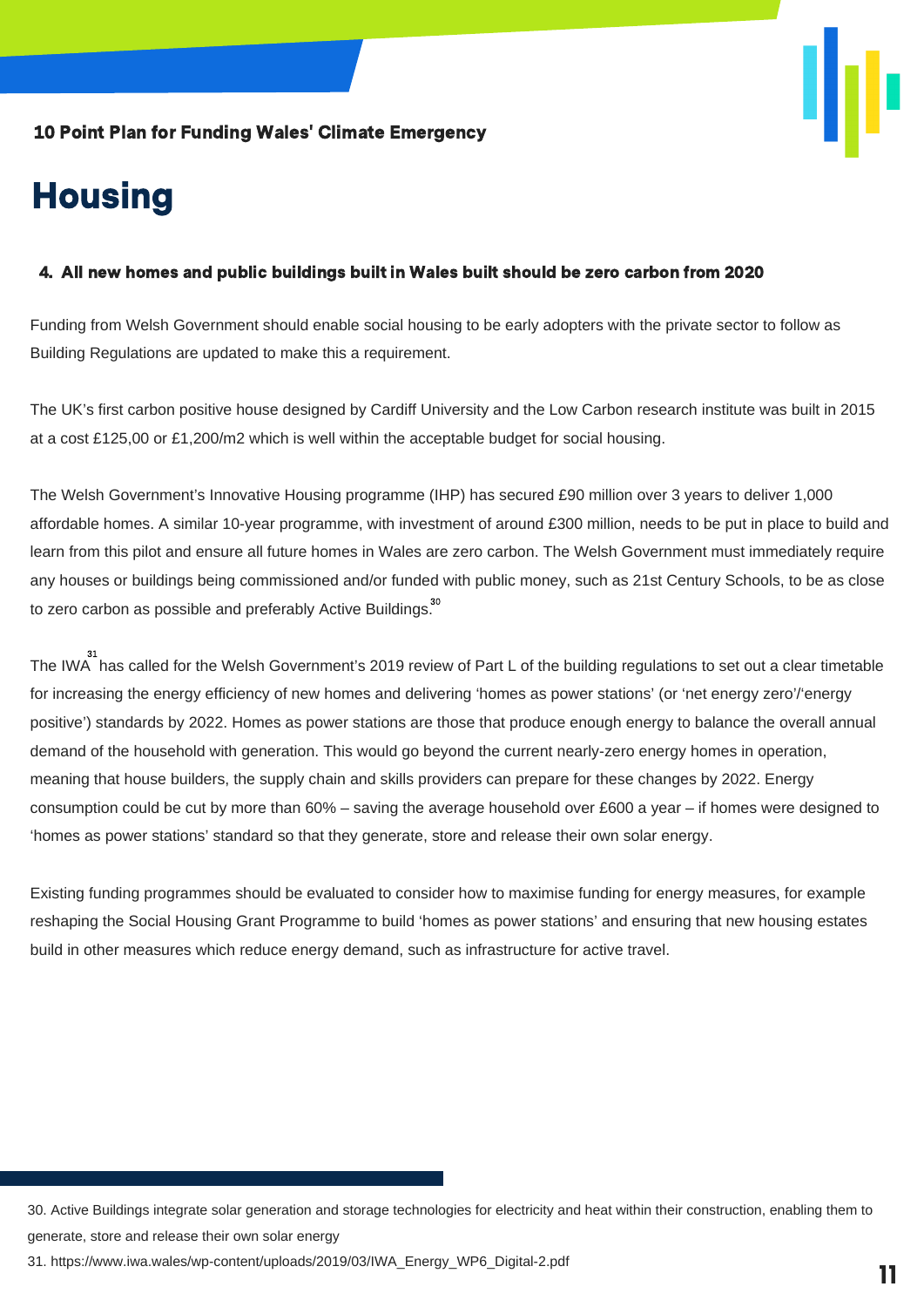# Housing

**4. All new homes and public buildings built in Wales built should be zero carbon from 2020**

Funding from Welsh Government should enable social housing to be early adopters with the private sector to follow as Building Regulations are updated to make this a requirement.

The UK's first carbon positive house designed by Cardiff University and the Low Carbon research institute was built in 2015 at a cost £125,00 or £1,200/m2 which is well within the acceptable budget for social housing.

The Welsh Government's Innovative Housing programme (IHP) has secured £90 million over 3 years to deliver 1,000 affordable homes. A similar 10-year programme, with investment of around £300 million, needs to be put in place to build and learn from this pilot and ensure all future homes in Wales are zero carbon. The Welsh Government must immediately require any houses or buildings being commissioned and/or funded with public money, such as 21st Century Schools, to be as close to zero carbon as possible and preferably Active Buildings.[30]

The IWA[31] has called for the Welsh Government's 2019 review of Part L of the building regulations to set out a clear timetable for increasing the energy efficiency of new homes and delivering 'homes as power stations' (or 'net energy zero'/'energy positive') standards by 2022. Homes as power stations are those that produce enough energy to balance the overall annual demand of the household with generation. This would go beyond the current nearly-zero energy homes in operation, meaning that house builders, the supply chain and skills providers can prepare for these changes by 2022. Energy consumption could be cut by more than 60% – saving the average household over £600 a year – if homes were designed to 'homes as power stations' standard so that they generate, store and release their own solar energy.

Existing funding programmes should be evaluated to consider how to maximise funding for energy measures, for example reshaping the Social Housing Grant Programme to build 'homes as power stations' and ensuring that new housing estates build in other measures which reduce energy demand, such as infrastructure for active travel.

---

30. Active Buildings integrate solar generation and storage technologies for electricity and heat within their construction, enabling them to generate, store and release their own solar energy

31. https://www.iwa.wales/wp-content/uploads/2019/03/IWA_Energy_WP6_Digital-2.pdf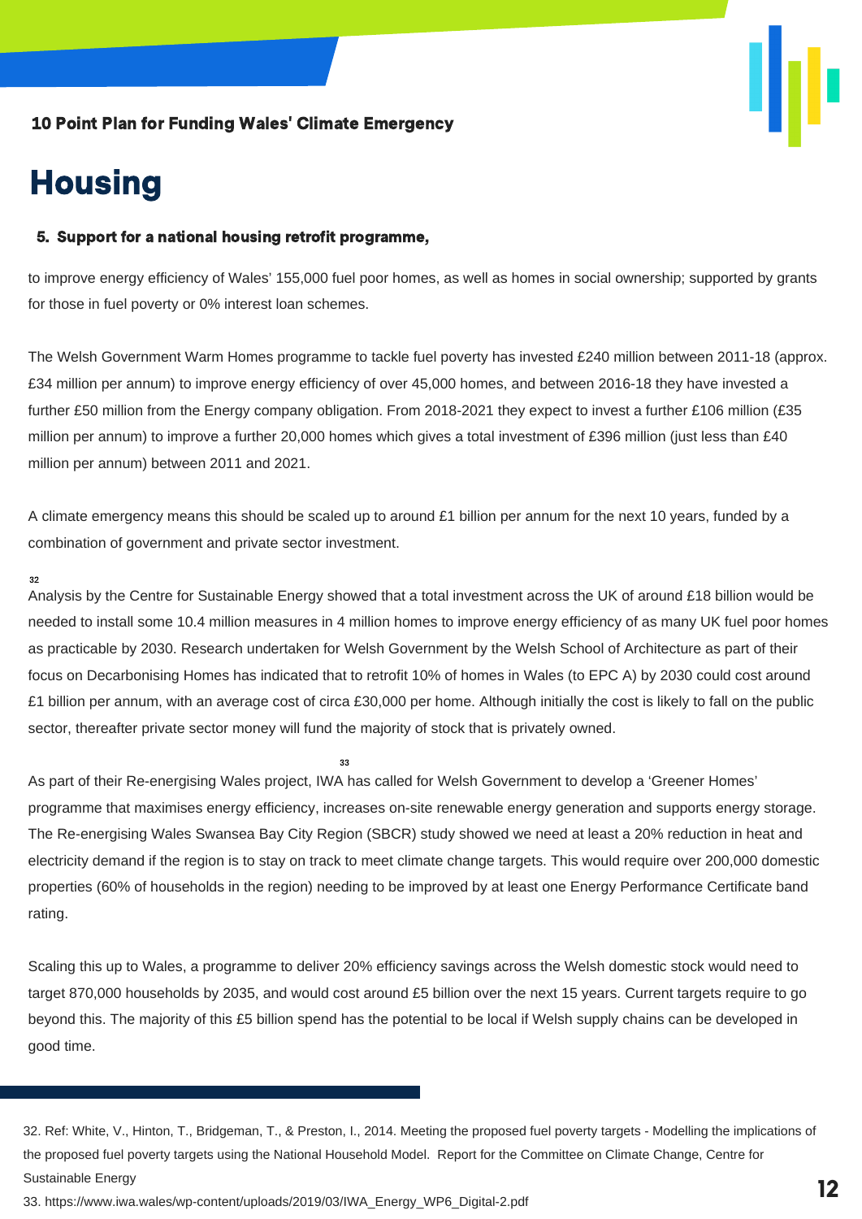# Housing

### 5. Support for a national housing retrofit programme,

to improve energy efficiency of Wales' 155,000 fuel poor homes, as well as homes in social ownership; supported by grants for those in fuel poverty or 0% interest loan schemes.

The Welsh Government Warm Homes programme to tackle fuel poverty has invested £240 million between 2011-18 (approx. £34 million per annum) to improve energy efficiency of over 45,000 homes, and between 2016-18 they have invested a further £50 million from the Energy company obligation. From 2018-2021 they expect to invest a further £106 million (£35 million per annum) to improve a further 20,000 homes which gives a total investment of £396 million (just less than £40 million per annum) between 2011 and 2021.

A climate emergency means this should be scaled up to around £1 billion per annum for the next 10 years, funded by a combination of government and private sector investment.

[32] Analysis by the Centre for Sustainable Energy showed that a total investment across the UK of around £18 billion would be needed to install some 10.4 million measures in 4 million homes to improve energy efficiency of as many UK fuel poor homes as practicable by 2030. Research undertaken for Welsh Government by the Welsh School of Architecture as part of their focus on Decarbonising Homes has indicated that to retrofit 10% of homes in Wales (to EPC A) by 2030 could cost around £1 billion per annum, with an average cost of circa £30,000 per home. Although initially the cost is likely to fall on the public sector, thereafter private sector money will fund the majority of stock that is privately owned.

As part of their Re-energising Wales project, IWA[33] has called for Welsh Government to develop a 'Greener Homes' programme that maximises energy efficiency, increases on-site renewable energy generation and supports energy storage. The Re-energising Wales Swansea Bay City Region (SBCR) study showed we need at least a 20% reduction in heat and electricity demand if the region is to stay on track to meet climate change targets. This would require over 200,000 domestic properties (60% of households in the region) needing to be improved by at least one Energy Performance Certificate band rating.

Scaling this up to Wales, a programme to deliver 20% efficiency savings across the Welsh domestic stock would need to target 870,000 households by 2035, and would cost around £5 billion over the next 15 years. Current targets require to go beyond this. The majority of this £5 billion spend has the potential to be local if Welsh supply chains can be developed in good time.

---

32. Ref: White, V., Hinton, T., Bridgeman, T., & Preston, I., 2014. Meeting the proposed fuel poverty targets - Modelling the implications of the proposed fuel poverty targets using the National Household Model. Report for the Committee on Climate Change, Centre for Sustainable Energy

33. https://www.iwa.wales/wp-content/uploads/2019/03/IWA_Energy_WP6_Digital-2.pdf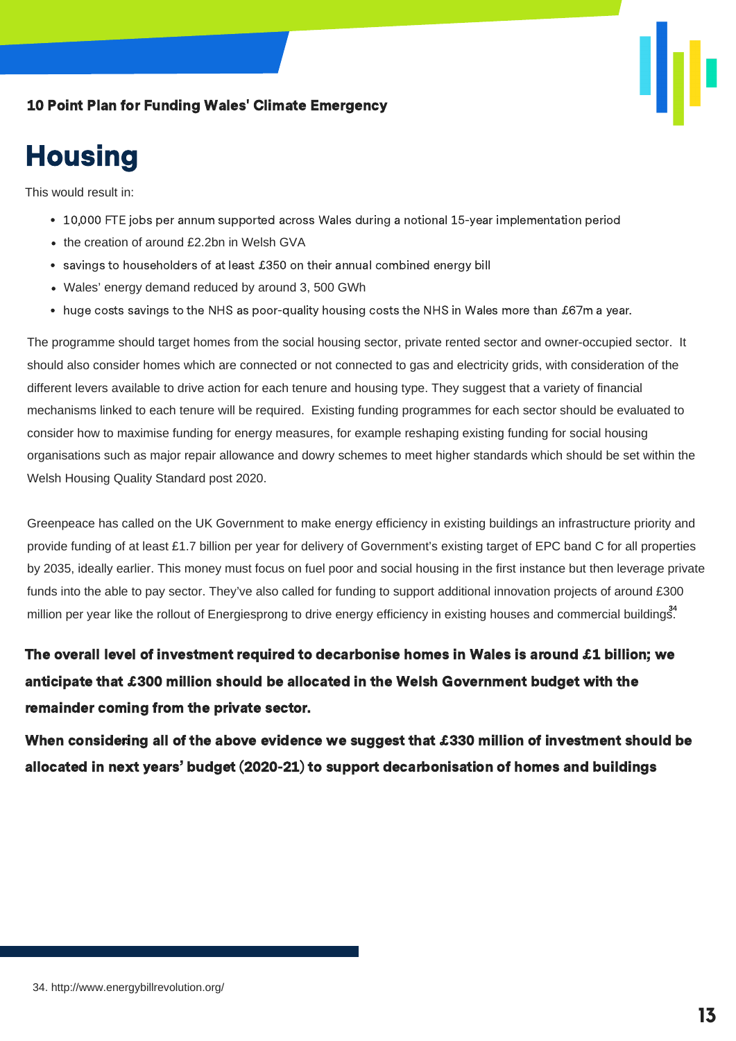# Housing

This would result in:

- 10,000 FTE jobs per annum supported across Wales during a notional 15-year implementation period
- the creation of around £2.2bn in Welsh GVA
- savings to householders of at least £350 on their annual combined energy bill
- Wales' energy demand reduced by around 3, 500 GWh
- huge costs savings to the NHS as poor-quality housing costs the NHS in Wales more than £67m a year.

The programme should target homes from the social housing sector, private rented sector and owner-occupied sector. It should also consider homes which are connected or not connected to gas and electricity grids, with consideration of the different levers available to drive action for each tenure and housing type. They suggest that a variety of financial mechanisms linked to each tenure will be required. Existing funding programmes for each sector should be evaluated to consider how to maximise funding for energy measures, for example reshaping existing funding for social housing organisations such as major repair allowance and dowry schemes to meet higher standards which should be set within the Welsh Housing Quality Standard post 2020.

Greenpeace has called on the UK Government to make energy efficiency in existing buildings an infrastructure priority and provide funding of at least £1.7 billion per year for delivery of Government's existing target of EPC band C for all properties by 2035, ideally earlier. This money must focus on fuel poor and social housing in the first instance but then leverage private funds into the able to pay sector. They've also called for funding to support additional innovation projects of around £300 million per year like the rollout of Energiesprong to drive energy efficiency in existing houses and commercial buildings.[34]

**The overall level of investment required to decarbonise homes in Wales is around £1 billion; we anticipate that £300 million should be allocated in the Welsh Government budget with the remainder coming from the private sector.**

**When considering all of the above evidence we suggest that £330 million of investment should be allocated in next years' budget (2020-21) to support decarbonisation of homes and buildings**

34. http://www.energybillrevolution.org/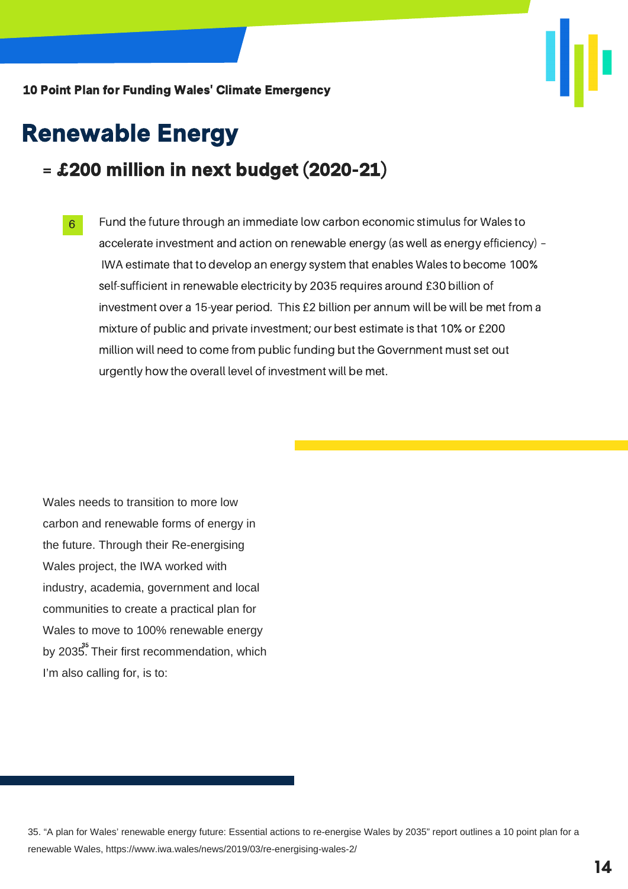# Renewable Energy

## = £200 million in next budget (2020-21)

6. Fund the future through an immediate low carbon economic stimulus for Wales to accelerate investment and action on renewable energy (as well as energy efficiency) – IWA estimate that to develop an energy system that enables Wales to become 100% self-sufficient in renewable electricity by 2035 requires around £30 billion of investment over a 15-year period. This £2 billion per annum will be will be met from a mixture of public and private investment; our best estimate is that 10% or £200 million will need to come from public funding but the Government must set out urgently how the overall level of investment will be met.

Wales needs to transition to more low carbon and renewable forms of energy in the future. Through their Re-energising Wales project, the IWA worked with industry, academia, government and local communities to create a practical plan for Wales to move to 100% renewable energy by 2035[35]. Their first recommendation, which I'm also calling for, is to:

35. "A plan for Wales' renewable energy future: Essential actions to re-energise Wales by 2035" report outlines a 10 point plan for a renewable Wales, https://www.iwa.wales/news/2019/03/re-energising-wales-2/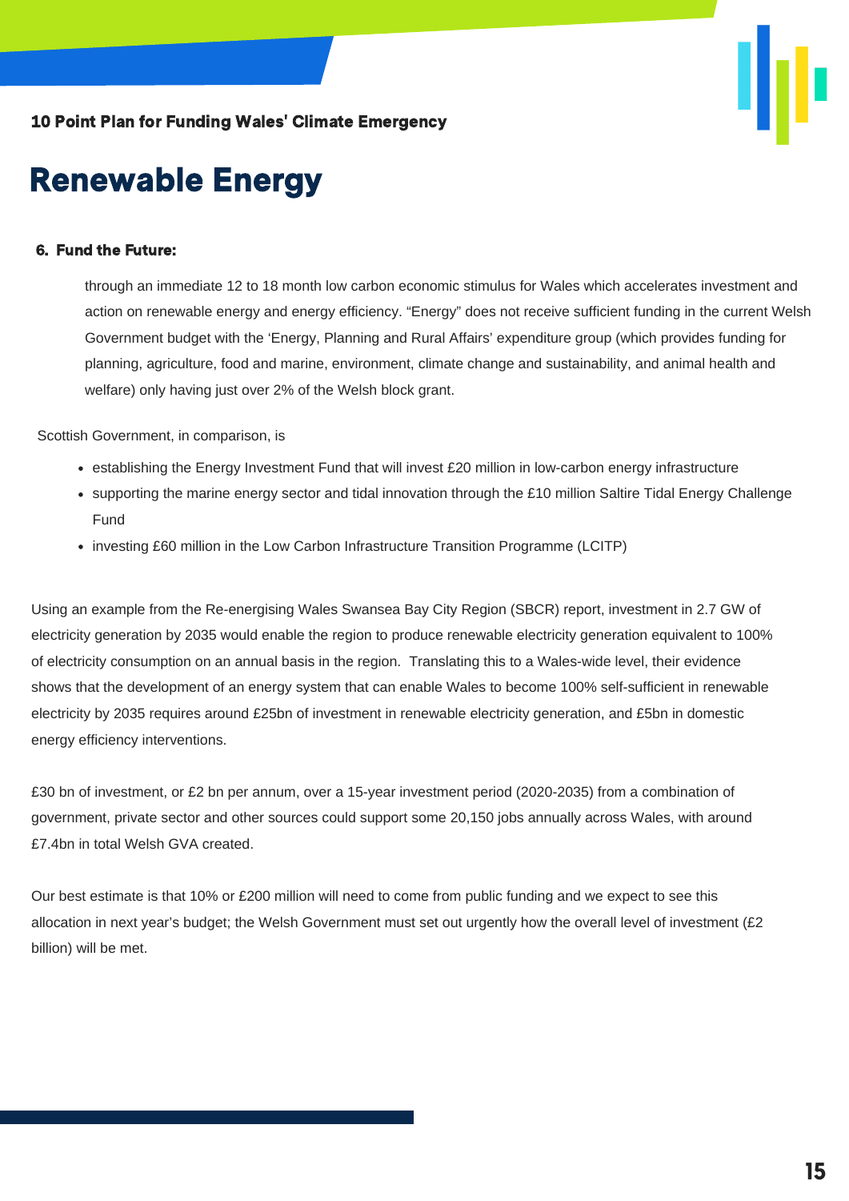# Renewable Energy

**6. Fund the Future:**

through an immediate 12 to 18 month low carbon economic stimulus for Wales which accelerates investment and action on renewable energy and energy efficiency. "Energy" does not receive sufficient funding in the current Welsh Government budget with the 'Energy, Planning and Rural Affairs' expenditure group (which provides funding for planning, agriculture, food and marine, environment, climate change and sustainability, and animal health and welfare) only having just over 2% of the Welsh block grant.

Scottish Government, in comparison, is

- establishing the Energy Investment Fund that will invest £20 million in low-carbon energy infrastructure
- supporting the marine energy sector and tidal innovation through the £10 million Saltire Tidal Energy Challenge Fund
- investing £60 million in the Low Carbon Infrastructure Transition Programme (LCITP)

Using an example from the Re-energising Wales Swansea Bay City Region (SBCR) report, investment in 2.7 GW of electricity generation by 2035 would enable the region to produce renewable electricity generation equivalent to 100% of electricity consumption on an annual basis in the region. Translating this to a Wales-wide level, their evidence shows that the development of an energy system that can enable Wales to become 100% self-sufficient in renewable electricity by 2035 requires around £25bn of investment in renewable electricity generation, and £5bn in domestic energy efficiency interventions.

£30 bn of investment, or £2 bn per annum, over a 15-year investment period (2020-2035) from a combination of government, private sector and other sources could support some 20,150 jobs annually across Wales, with around £7.4bn in total Welsh GVA created.

Our best estimate is that 10% or £200 million will need to come from public funding and we expect to see this allocation in next year's budget; the Welsh Government must set out urgently how the overall level of investment (£2 billion) will be met.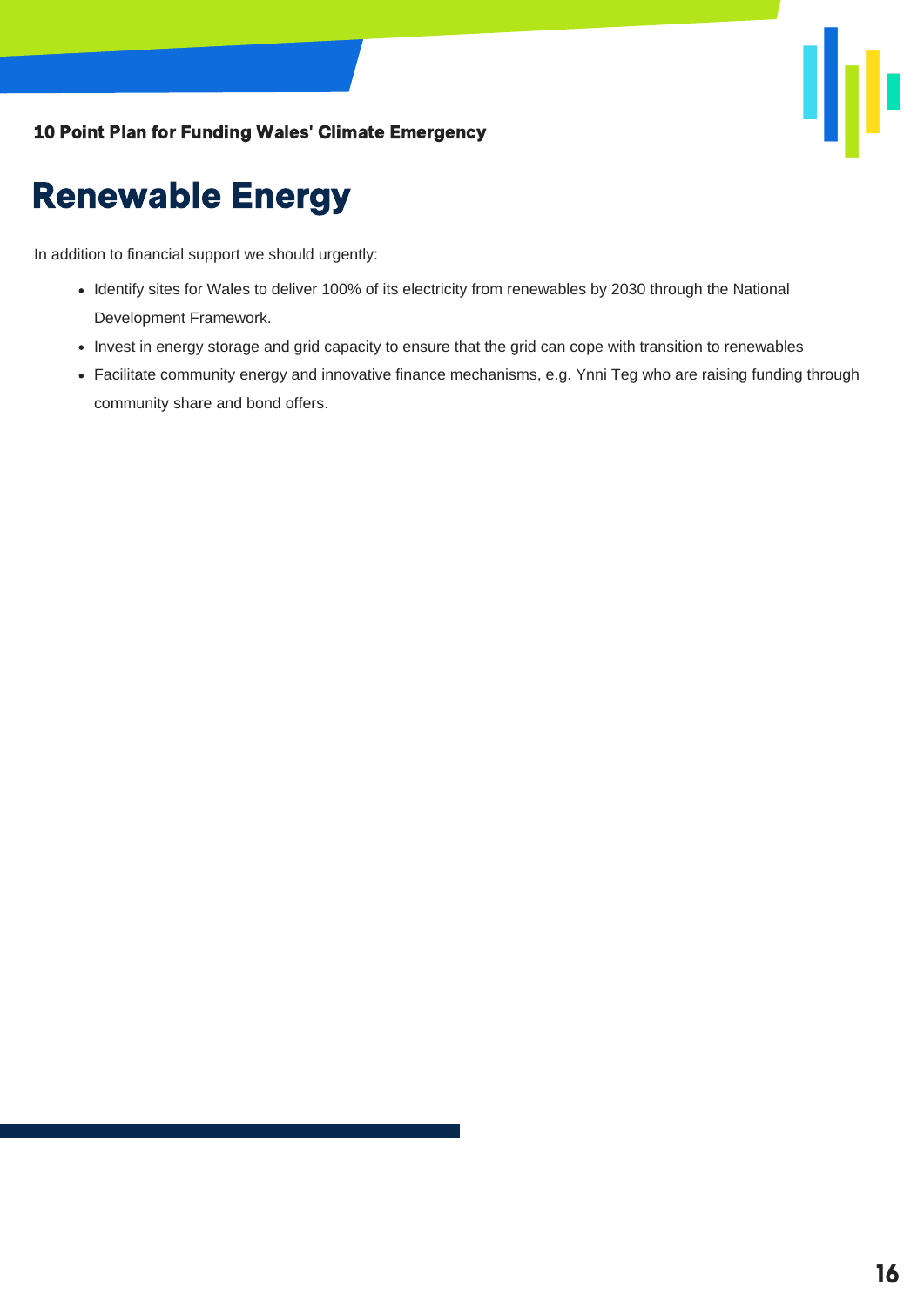# Renewable Energy

In addition to financial support we should urgently:

- Identify sites for Wales to deliver 100% of its electricity from renewables by 2030 through the National Development Framework.
- Invest in energy storage and grid capacity to ensure that the grid can cope with transition to renewables
- Facilitate community energy and innovative finance mechanisms, e.g. Ynni Teg who are raising funding through community share and bond offers.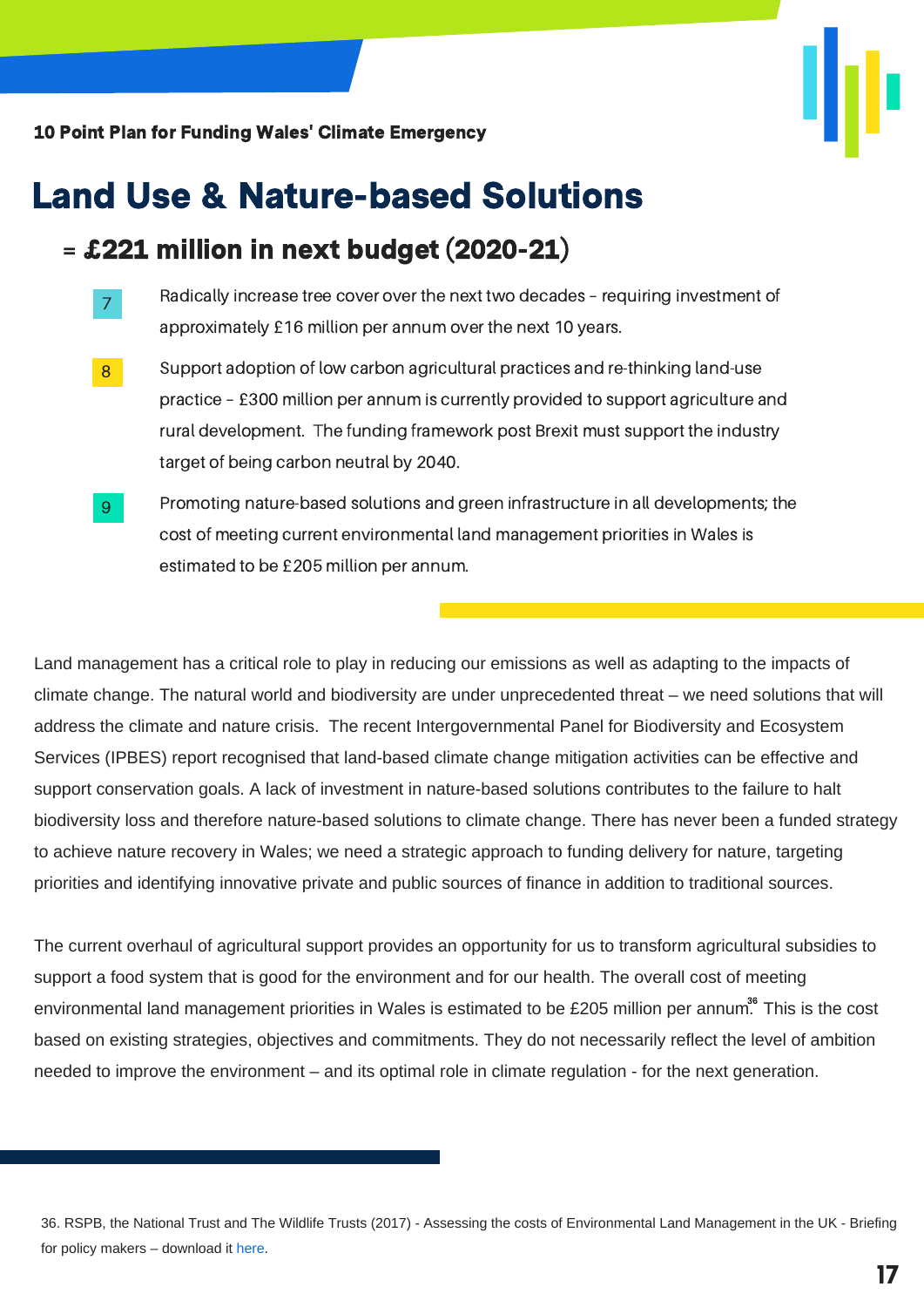# Land Use & Nature-based Solutions

## = £221 million in next budget (2020-21)

7. Radically increase tree cover over the next two decades – requiring investment of approximately £16 million per annum over the next 10 years.

8. Support adoption of low carbon agricultural practices and re-thinking land-use practice – £300 million per annum is currently provided to support agriculture and rural development. The funding framework post Brexit must support the industry target of being carbon neutral by 2040.

9. Promoting nature-based solutions and green infrastructure in all developments; the cost of meeting current environmental land management priorities in Wales is estimated to be £205 million per annum.

Land management has a critical role to play in reducing our emissions as well as adapting to the impacts of climate change. The natural world and biodiversity are under unprecedented threat – we need solutions that will address the climate and nature crisis. The recent Intergovernmental Panel for Biodiversity and Ecosystem Services (IPBES) report recognised that land-based climate change mitigation activities can be effective and support conservation goals. A lack of investment in nature-based solutions contributes to the failure to halt biodiversity loss and therefore nature-based solutions to climate change. There has never been a funded strategy to achieve nature recovery in Wales; we need a strategic approach to funding delivery for nature, targeting priorities and identifying innovative private and public sources of finance in addition to traditional sources.

The current overhaul of agricultural support provides an opportunity for us to transform agricultural subsidies to support a food system that is good for the environment and for our health. The overall cost of meeting environmental land management priorities in Wales is estimated to be £205 million per annum.[36] This is the cost based on existing strategies, objectives and commitments. They do not necessarily reflect the level of ambition needed to improve the environment – and its optimal role in climate regulation - for the next generation.

---

36. RSPB, the National Trust and The Wildlife Trusts (2017) - Assessing the costs of Environmental Land Management in the UK - Briefing for policy makers – download it here.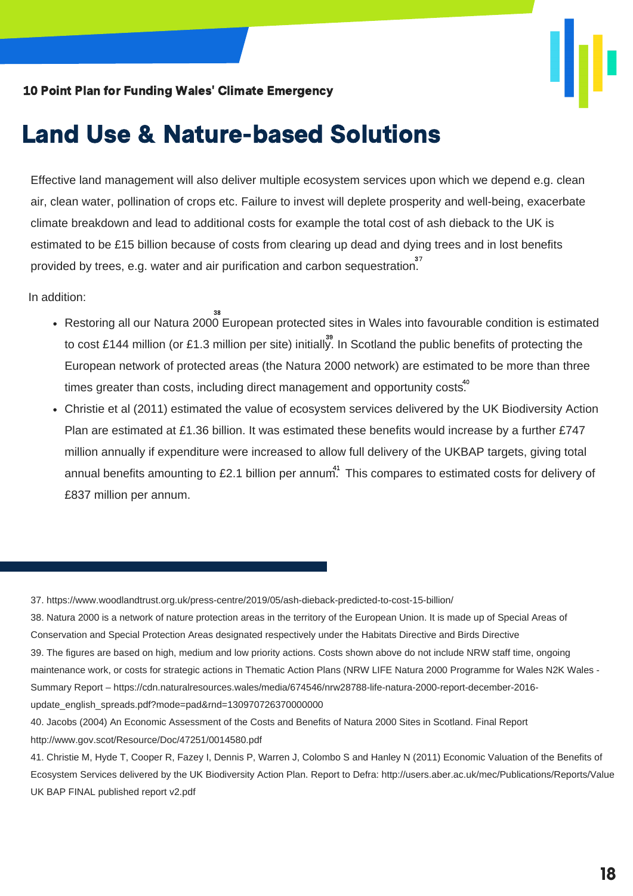# Land Use & Nature-based Solutions

Effective land management will also deliver multiple ecosystem services upon which we depend e.g. clean air, clean water, pollination of crops etc. Failure to invest will deplete prosperity and well-being, exacerbate climate breakdown and lead to additional costs for example the total cost of ash dieback to the UK is estimated to be £15 billion because of costs from clearing up dead and dying trees and in lost benefits provided by trees, e.g. water and air purification and carbon sequestration.[37]

In addition:

- Restoring all our Natura 2000[38] European protected sites in Wales into favourable condition is estimated to cost £144 million (or £1.3 million per site) initially.[39] In Scotland the public benefits of protecting the European network of protected areas (the Natura 2000 network) are estimated to be more than three times greater than costs, including direct management and opportunity costs.[40]
- Christie et al (2011) estimated the value of ecosystem services delivered by the UK Biodiversity Action Plan are estimated at £1.36 billion. It was estimated these benefits would increase by a further £747 million annually if expenditure were increased to allow full delivery of the UKBAP targets, giving total annual benefits amounting to £2.1 billion per annum.[41] This compares to estimated costs for delivery of £837 million per annum.

---

37. https://www.woodlandtrust.org.uk/press-centre/2019/05/ash-dieback-predicted-to-cost-15-billion/
38. Natura 2000 is a network of nature protection areas in the territory of the European Union. It is made up of Special Areas of Conservation and Special Protection Areas designated respectively under the Habitats Directive and Birds Directive
39. The figures are based on high, medium and low priority actions. Costs shown above do not include NRW staff time, ongoing maintenance work, or costs for strategic actions in Thematic Action Plans (NRW LIFE Natura 2000 Programme for Wales N2K Wales - Summary Report – https://cdn.naturalresources.wales/media/674546/nrw28788-life-natura-2000-report-december-2016-update_english_spreads.pdf?mode=pad&rnd=130970726370000000
40. Jacobs (2004) An Economic Assessment of the Costs and Benefits of Natura 2000 Sites in Scotland. Final Report http://www.gov.scot/Resource/Doc/47251/0014580.pdf
41. Christie M, Hyde T, Cooper R, Fazey I, Dennis P, Warren J, Colombo S and Hanley N (2011) Economic Valuation of the Benefits of Ecosystem Services delivered by the UK Biodiversity Action Plan. Report to Defra: http://users.aber.ac.uk/mec/Publications/Reports/Value UK BAP FINAL published report v2.pdf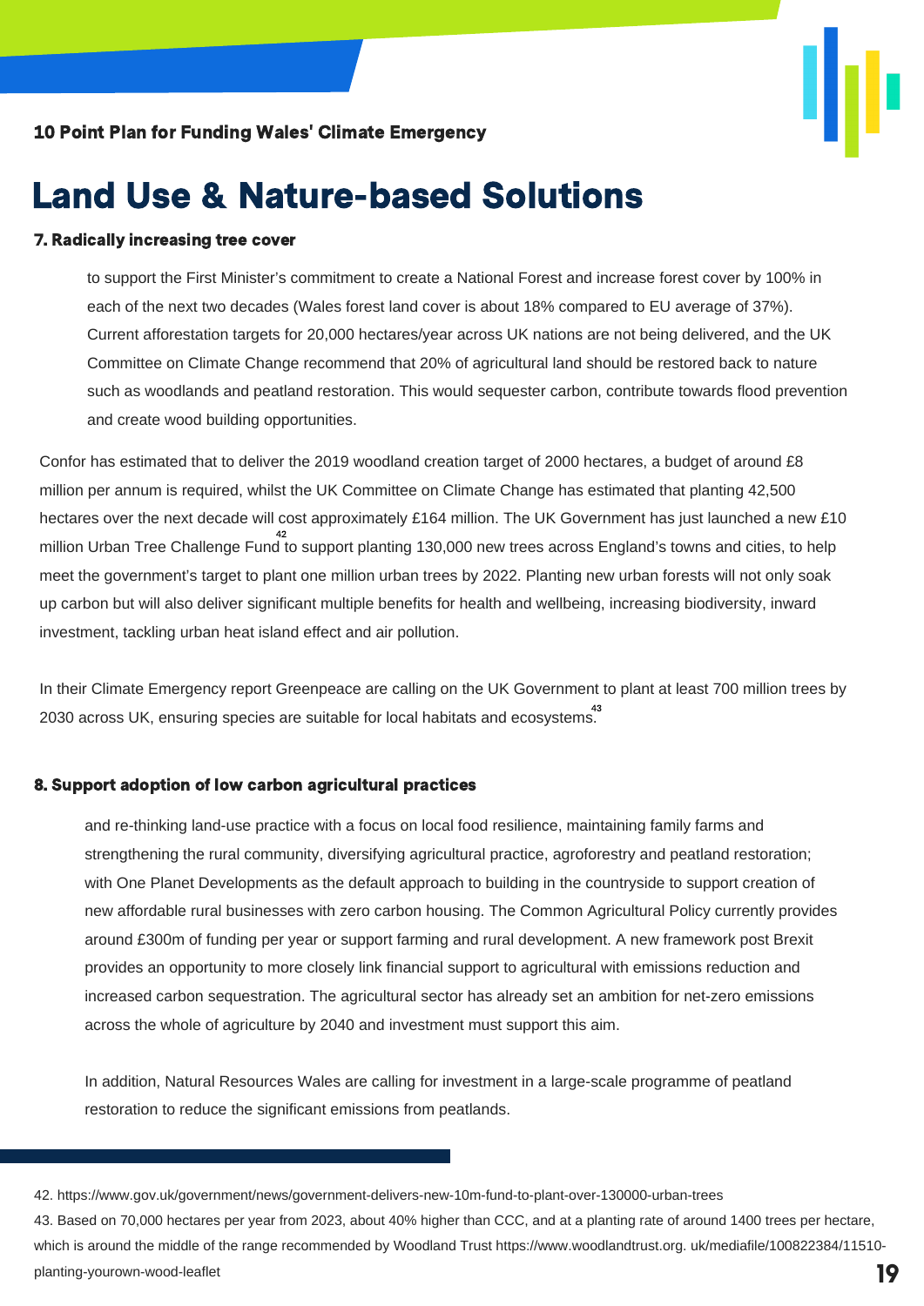## Land Use & Nature-based Solutions

**7. Radically increasing tree cover**

to support the First Minister's commitment to create a National Forest and increase forest cover by 100% in each of the next two decades (Wales forest land cover is about 18% compared to EU average of 37%). Current afforestation targets for 20,000 hectares/year across UK nations are not being delivered, and the UK Committee on Climate Change recommend that 20% of agricultural land should be restored back to nature such as woodlands and peatland restoration. This would sequester carbon, contribute towards flood prevention and create wood building opportunities.

Confor has estimated that to deliver the 2019 woodland creation target of 2000 hectares, a budget of around £8 million per annum is required, whilst the UK Committee on Climate Change has estimated that planting 42,500 hectares over the next decade will cost approximately £164 million. The UK Government has just launched a new £10 million Urban Tree Challenge Fund[42] to support planting 130,000 new trees across England's towns and cities, to help meet the government's target to plant one million urban trees by 2022. Planting new urban forests will not only soak up carbon but will also deliver significant multiple benefits for health and wellbeing, increasing biodiversity, inward investment, tackling urban heat island effect and air pollution.

In their Climate Emergency report Greenpeace are calling on the UK Government to plant at least 700 million trees by 2030 across UK, ensuring species are suitable for local habitats and ecosystems.[43]

**8. Support adoption of low carbon agricultural practices**

and re-thinking land-use practice with a focus on local food resilience, maintaining family farms and strengthening the rural community, diversifying agricultural practice, agroforestry and peatland restoration; with One Planet Developments as the default approach to building in the countryside to support creation of new affordable rural businesses with zero carbon housing. The Common Agricultural Policy currently provides around £300m of funding per year or support farming and rural development. A new framework post Brexit provides an opportunity to more closely link financial support to agricultural with emissions reduction and increased carbon sequestration. The agricultural sector has already set an ambition for net-zero emissions across the whole of agriculture by 2040 and investment must support this aim.

In addition, Natural Resources Wales are calling for investment in a large-scale programme of peatland restoration to reduce the significant emissions from peatlands.

42. https://www.gov.uk/government/news/government-delivers-new-10m-fund-to-plant-over-130000-urban-trees

43. Based on 70,000 hectares per year from 2023, about 40% higher than CCC, and at a planting rate of around 1400 trees per hectare, which is around the middle of the range recommended by Woodland Trust https://www.woodlandtrust.org. uk/mediafile/100822384/11510-planting-yourown-wood-leaflet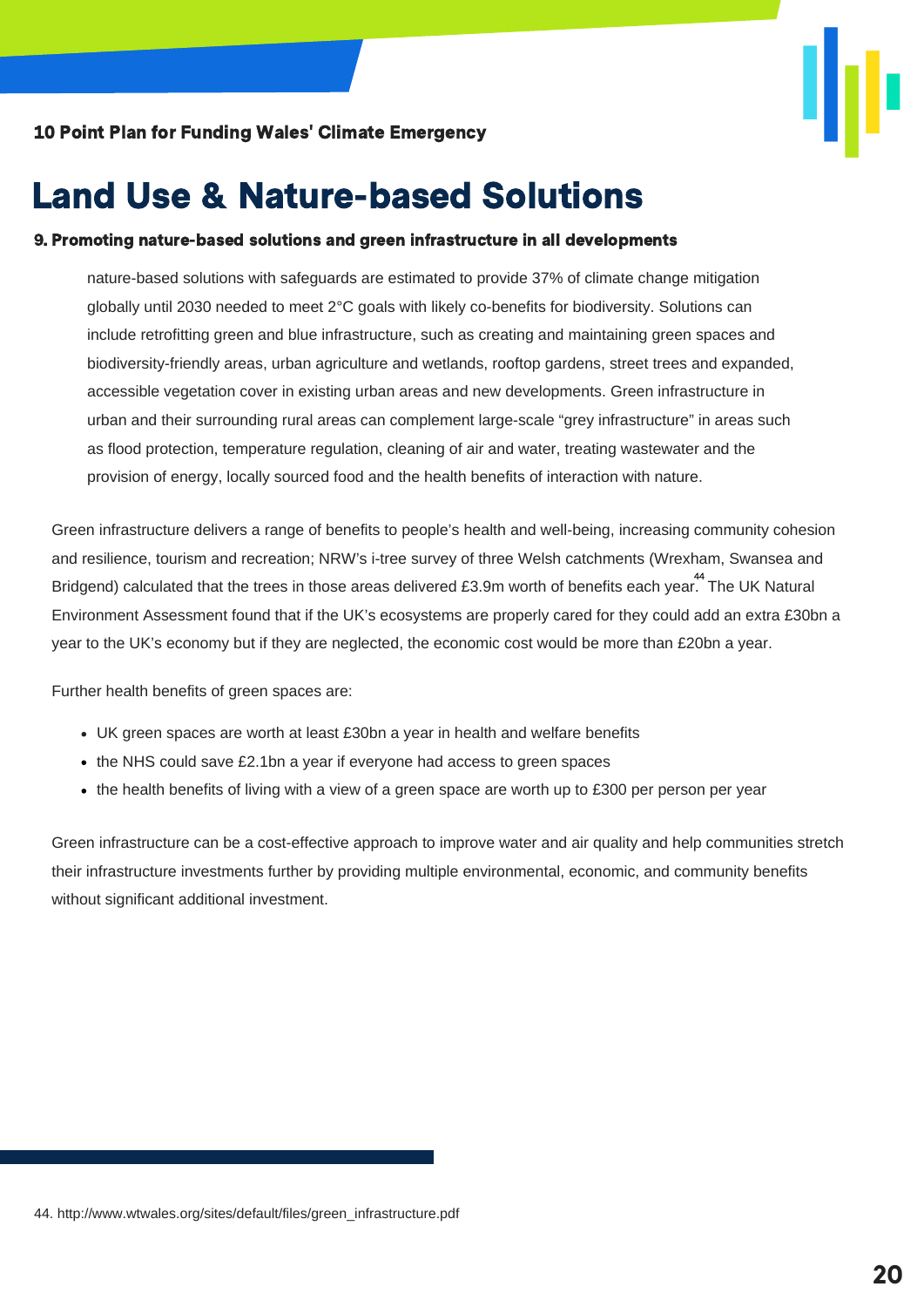# Land Use & Nature-based Solutions

### 9. Promoting nature-based solutions and green infrastructure in all developments

> nature-based solutions with safeguards are estimated to provide 37% of climate change mitigation globally until 2030 needed to meet 2°C goals with likely co-benefits for biodiversity. Solutions can include retrofitting green and blue infrastructure, such as creating and maintaining green spaces and biodiversity-friendly areas, urban agriculture and wetlands, rooftop gardens, street trees and expanded, accessible vegetation cover in existing urban areas and new developments. Green infrastructure in urban and their surrounding rural areas can complement large-scale "grey infrastructure" in areas such as flood protection, temperature regulation, cleaning of air and water, treating wastewater and the provision of energy, locally sourced food and the health benefits of interaction with nature.

Green infrastructure delivers a range of benefits to people's health and well-being, increasing community cohesion and resilience, tourism and recreation; NRW's i-tree survey of three Welsh catchments (Wrexham, Swansea and Bridgend) calculated that the trees in those areas delivered £3.9m worth of benefits each year.[44] The UK Natural Environment Assessment found that if the UK's ecosystems are properly cared for they could add an extra £30bn a year to the UK's economy but if they are neglected, the economic cost would be more than £20bn a year.

Further health benefits of green spaces are:

- UK green spaces are worth at least £30bn a year in health and welfare benefits
- the NHS could save £2.1bn a year if everyone had access to green spaces
- the health benefits of living with a view of a green space are worth up to £300 per person per year

Green infrastructure can be a cost-effective approach to improve water and air quality and help communities stretch their infrastructure investments further by providing multiple environmental, economic, and community benefits without significant additional investment.

44. http://www.wtwales.org/sites/default/files/green_infrastructure.pdf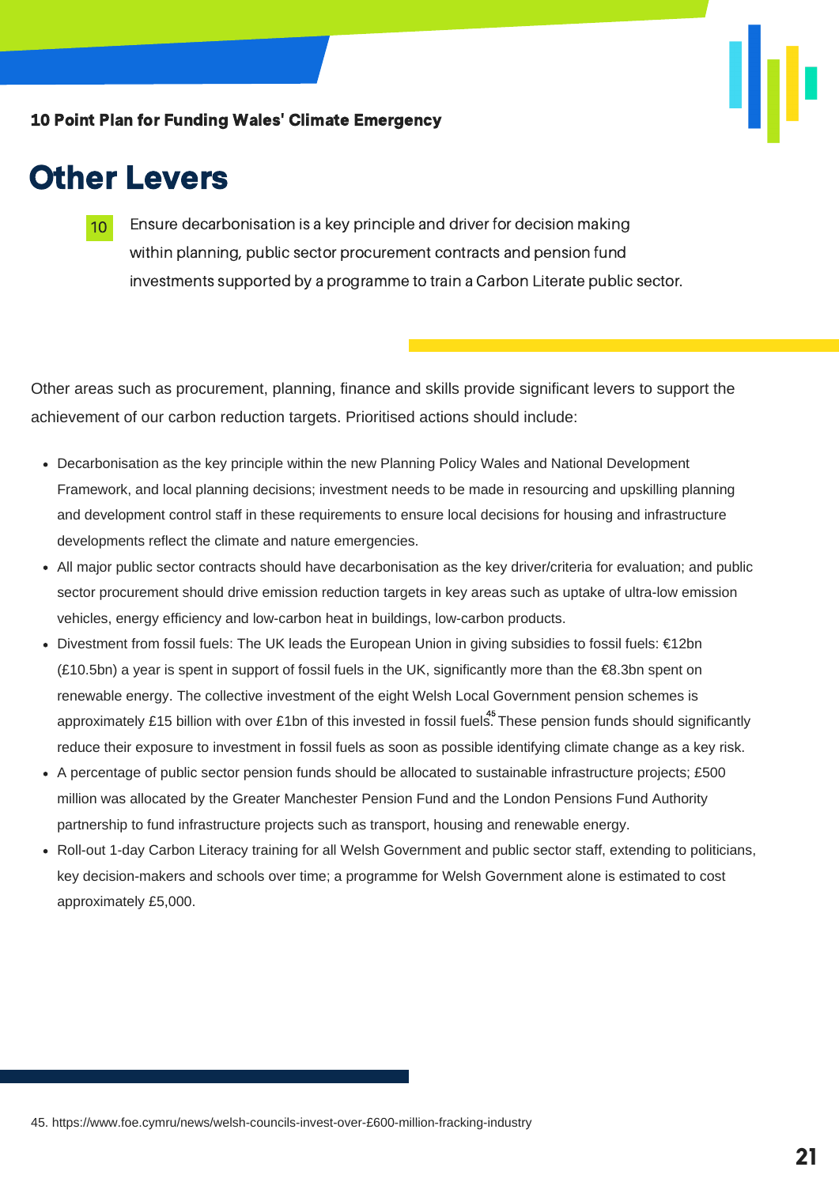# Other Levers

10 Ensure decarbonisation is a key principle and driver for decision making within planning, public sector procurement contracts and pension fund investments supported by a programme to train a Carbon Literate public sector.

Other areas such as procurement, planning, finance and skills provide significant levers to support the achievement of our carbon reduction targets. Prioritised actions should include:

- Decarbonisation as the key principle within the new Planning Policy Wales and National Development Framework, and local planning decisions; investment needs to be made in resourcing and upskilling planning and development control staff in these requirements to ensure local decisions for housing and infrastructure developments reflect the climate and nature emergencies.
- All major public sector contracts should have decarbonisation as the key driver/criteria for evaluation; and public sector procurement should drive emission reduction targets in key areas such as uptake of ultra-low emission vehicles, energy efficiency and low-carbon heat in buildings, low-carbon products.
- Divestment from fossil fuels: The UK leads the European Union in giving subsidies to fossil fuels: €12bn (£10.5bn) a year is spent in support of fossil fuels in the UK, significantly more than the €8.3bn spent on renewable energy. The collective investment of the eight Welsh Local Government pension schemes is approximately £15 billion with over £1bn of this invested in fossil fuels.[45] These pension funds should significantly reduce their exposure to investment in fossil fuels as soon as possible identifying climate change as a key risk.
- A percentage of public sector pension funds should be allocated to sustainable infrastructure projects; £500 million was allocated by the Greater Manchester Pension Fund and the London Pensions Fund Authority partnership to fund infrastructure projects such as transport, housing and renewable energy.
- Roll-out 1-day Carbon Literacy training for all Welsh Government and public sector staff, extending to politicians, key decision-makers and schools over time; a programme for Welsh Government alone is estimated to cost approximately £5,000.

45. https://www.foe.cymru/news/welsh-councils-invest-over-£600-million-fracking-industry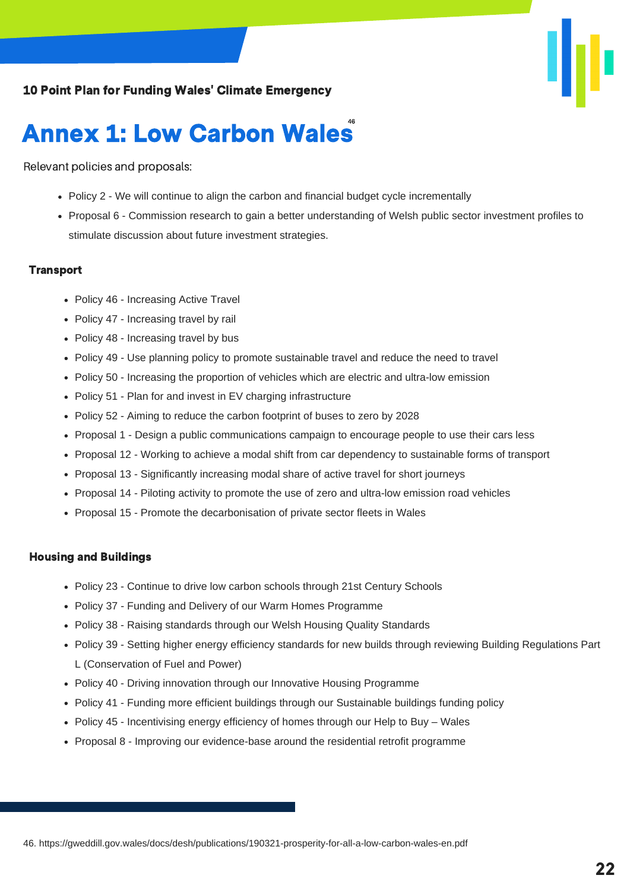# Annex 1: Low Carbon Wales[46]

Relevant policies and proposals:

- Policy 2 - We will continue to align the carbon and financial budget cycle incrementally
- Proposal 6 - Commission research to gain a better understanding of Welsh public sector investment profiles to stimulate discussion about future investment strategies.

## Transport

- Policy 46 - Increasing Active Travel
- Policy 47 - Increasing travel by rail
- Policy 48 - Increasing travel by bus
- Policy 49 - Use planning policy to promote sustainable travel and reduce the need to travel
- Policy 50 - Increasing the proportion of vehicles which are electric and ultra-low emission
- Policy 51 - Plan for and invest in EV charging infrastructure
- Policy 52 - Aiming to reduce the carbon footprint of buses to zero by 2028
- Proposal 1 - Design a public communications campaign to encourage people to use their cars less
- Proposal 12 - Working to achieve a modal shift from car dependency to sustainable forms of transport
- Proposal 13 - Significantly increasing modal share of active travel for short journeys
- Proposal 14 - Piloting activity to promote the use of zero and ultra-low emission road vehicles
- Proposal 15 - Promote the decarbonisation of private sector fleets in Wales

## Housing and Buildings

- Policy 23 - Continue to drive low carbon schools through 21st Century Schools
- Policy 37 - Funding and Delivery of our Warm Homes Programme
- Policy 38 - Raising standards through our Welsh Housing Quality Standards
- Policy 39 - Setting higher energy efficiency standards for new builds through reviewing Building Regulations Part L (Conservation of Fuel and Power)
- Policy 40 - Driving innovation through our Innovative Housing Programme
- Policy 41 - Funding more efficient buildings through our Sustainable buildings funding policy
- Policy 45 - Incentivising energy efficiency of homes through our Help to Buy – Wales
- Proposal 8 - Improving our evidence-base around the residential retrofit programme

46. https://gweddill.gov.wales/docs/desh/publications/190321-prosperity-for-all-a-low-carbon-wales-en.pdf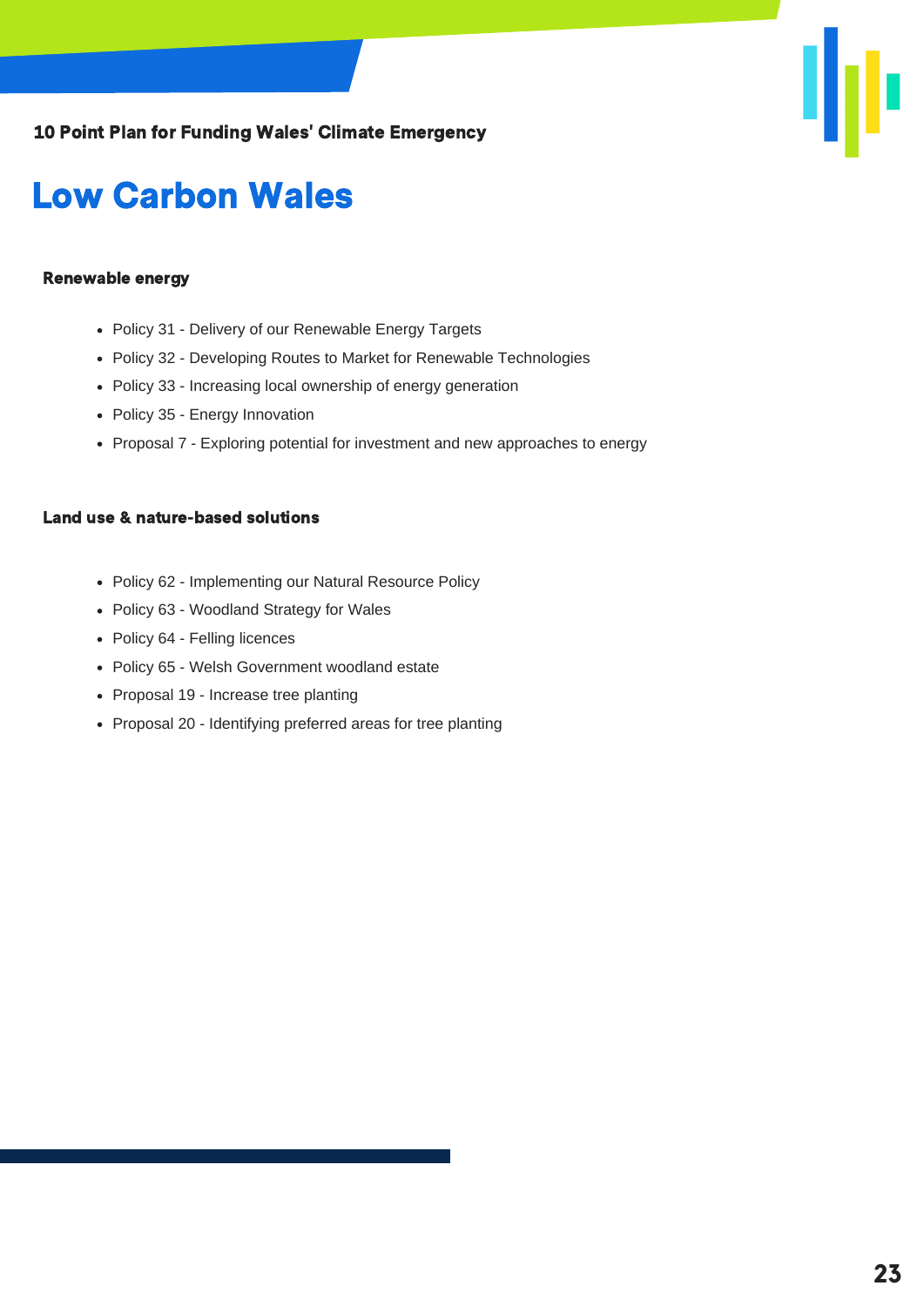# Low Carbon Wales

### Renewable energy

- Policy 31 - Delivery of our Renewable Energy Targets
- Policy 32 - Developing Routes to Market for Renewable Technologies
- Policy 33 - Increasing local ownership of energy generation
- Policy 35 - Energy Innovation
- Proposal 7 - Exploring potential for investment and new approaches to energy

### Land use & nature-based solutions

- Policy 62 - Implementing our Natural Resource Policy
- Policy 63 - Woodland Strategy for Wales
- Policy 64 - Felling licences
- Policy 65 - Welsh Government woodland estate
- Proposal 19 - Increase tree planting
- Proposal 20 - Identifying preferred areas for tree planting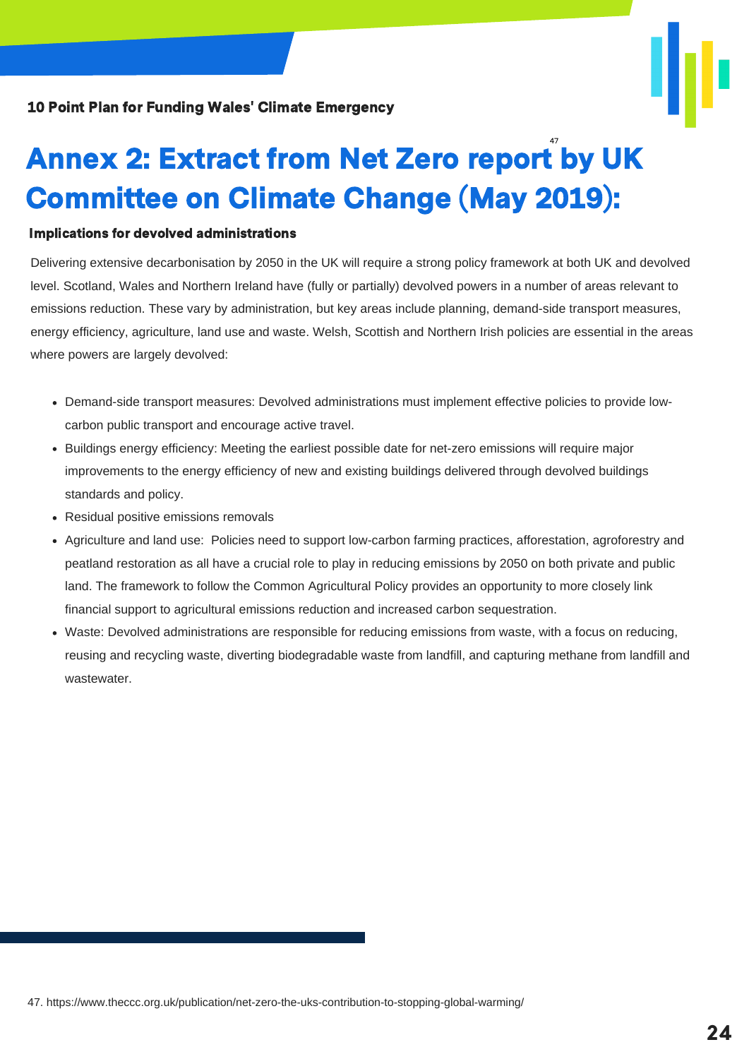# Annex 2: Extract from Net Zero report by UK Committee on Climate Change (May 2019):[47]

### Implications for devolved administrations

Delivering extensive decarbonisation by 2050 in the UK will require a strong policy framework at both UK and devolved level. Scotland, Wales and Northern Ireland have (fully or partially) devolved powers in a number of areas relevant to emissions reduction. These vary by administration, but key areas include planning, demand-side transport measures, energy efficiency, agriculture, land use and waste. Welsh, Scottish and Northern Irish policies are essential in the areas where powers are largely devolved:

- Demand-side transport measures: Devolved administrations must implement effective policies to provide low-carbon public transport and encourage active travel.
- Buildings energy efficiency: Meeting the earliest possible date for net-zero emissions will require major improvements to the energy efficiency of new and existing buildings delivered through devolved buildings standards and policy.
- Residual positive emissions removals
- Agriculture and land use: Policies need to support low-carbon farming practices, afforestation, agroforestry and peatland restoration as all have a crucial role to play in reducing emissions by 2050 on both private and public land. The framework to follow the Common Agricultural Policy provides an opportunity to more closely link financial support to agricultural emissions reduction and increased carbon sequestration.
- Waste: Devolved administrations are responsible for reducing emissions from waste, with a focus on reducing, reusing and recycling waste, diverting biodegradable waste from landfill, and capturing methane from landfill and wastewater.

47. https://www.theccc.org.uk/publication/net-zero-the-uks-contribution-to-stopping-global-warming/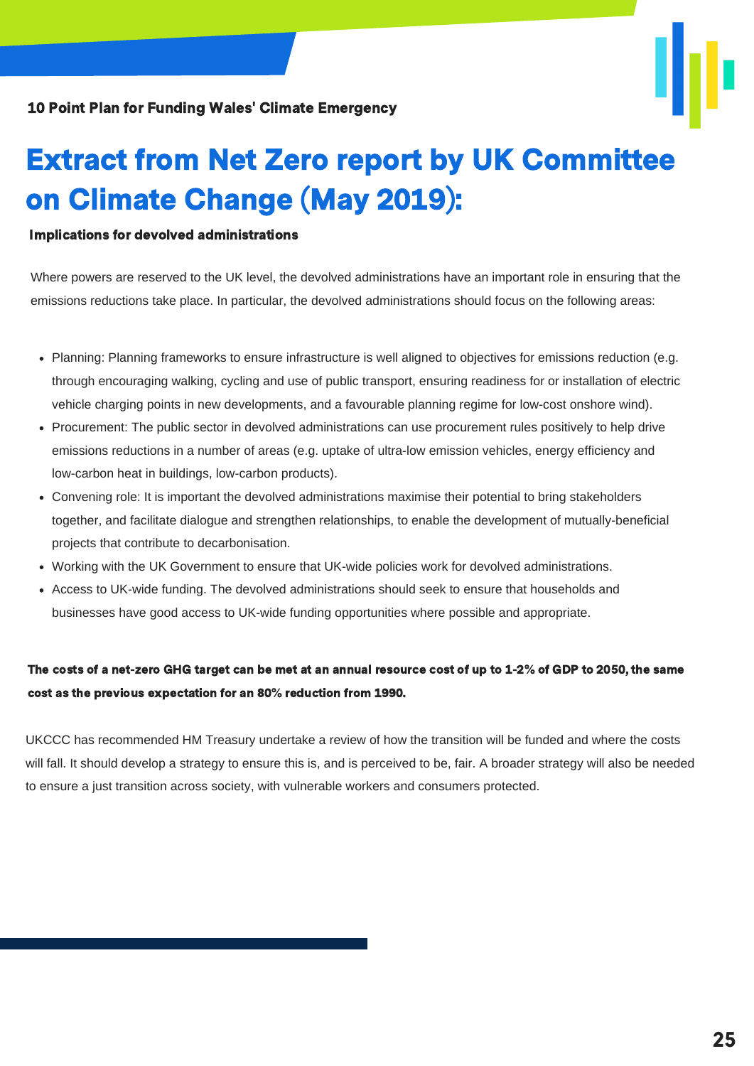# Extract from Net Zero report by UK Committee on Climate Change (May 2019):

**Implications for devolved administrations**

Where powers are reserved to the UK level, the devolved administrations have an important role in ensuring that the emissions reductions take place. In particular, the devolved administrations should focus on the following areas:

- Planning: Planning frameworks to ensure infrastructure is well aligned to objectives for emissions reduction (e.g. through encouraging walking, cycling and use of public transport, ensuring readiness for or installation of electric vehicle charging points in new developments, and a favourable planning regime for low-cost onshore wind).
- Procurement: The public sector in devolved administrations can use procurement rules positively to help drive emissions reductions in a number of areas (e.g. uptake of ultra-low emission vehicles, energy efficiency and low-carbon heat in buildings, low-carbon products).
- Convening role: It is important the devolved administrations maximise their potential to bring stakeholders together, and facilitate dialogue and strengthen relationships, to enable the development of mutually-beneficial projects that contribute to decarbonisation.
- Working with the UK Government to ensure that UK-wide policies work for devolved administrations.
- Access to UK-wide funding. The devolved administrations should seek to ensure that households and businesses have good access to UK-wide funding opportunities where possible and appropriate.

**The costs of a net-zero GHG target can be met at an annual resource cost of up to 1-2% of GDP to 2050, the same cost as the previous expectation for an 80% reduction from 1990.**

UKCCC has recommended HM Treasury undertake a review of how the transition will be funded and where the costs will fall. It should develop a strategy to ensure this is, and is perceived to be, fair. A broader strategy will also be needed to ensure a just transition across society, with vulnerable workers and consumers protected.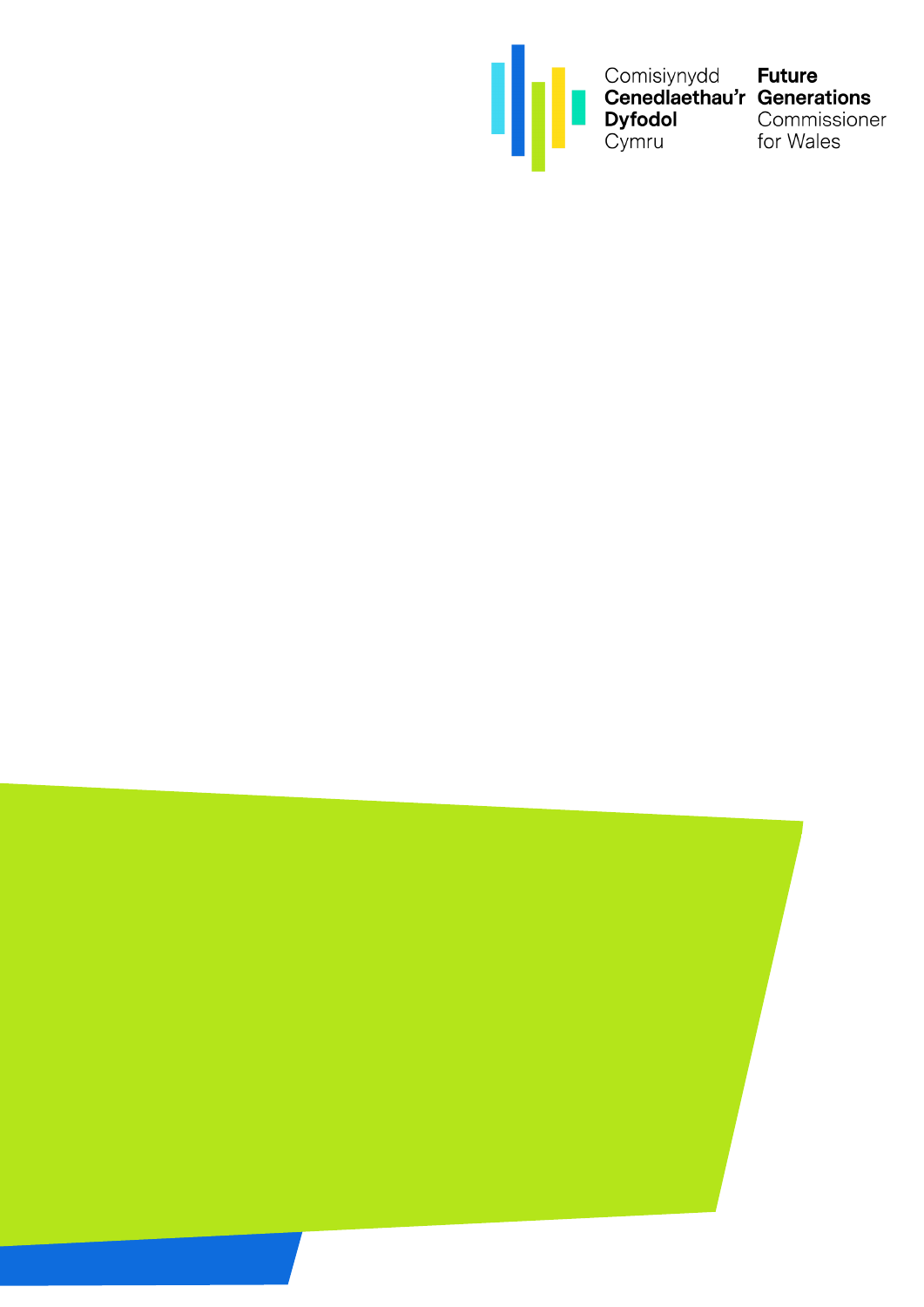Comisiynydd **Cenedlaethau'r Dyfodol** Cymru

**Future Generations** Commissioner for Wales